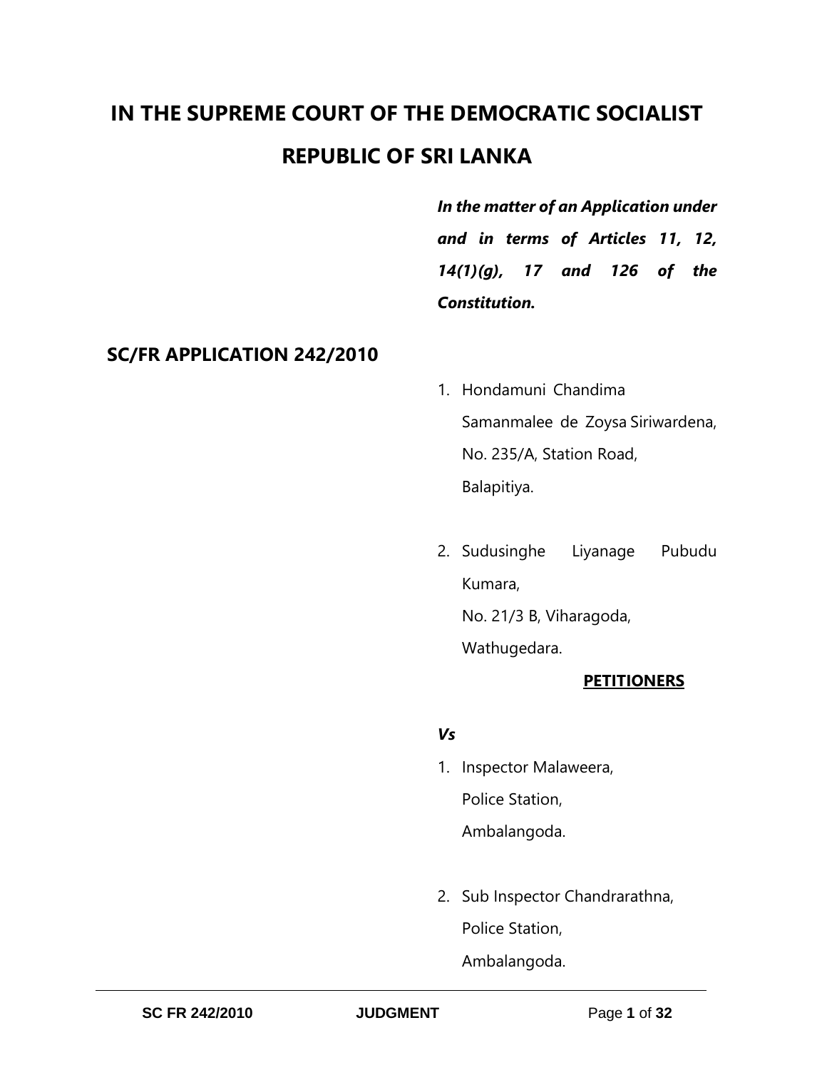# IN THE SUPREME COURT OF THE DEMOCRATIC SOCIALIST REPUBLIC OF SRI LANKA

***In the matter of an Application under and in terms of Articles 11, 12, 14(1)(g), 17 and 126 of the Constitution.***

## SC/FR APPLICATION 242/2010

1. Hondamuni Chandima Samanmalee de Zoysa Siriwardena,
   No. 235/A, Station Road,
   Balapitiya.

2. Sudusinghe Liyanage Pubudu Kumara,
   No. 21/3 B, Viharagoda,
   Wathugedara.

**PETITIONERS**

***Vs***

1. Inspector Malaweera,
   Police Station,
   Ambalangoda.

2. Sub Inspector Chandrarathna,
   Police Station,
   Ambalangoda.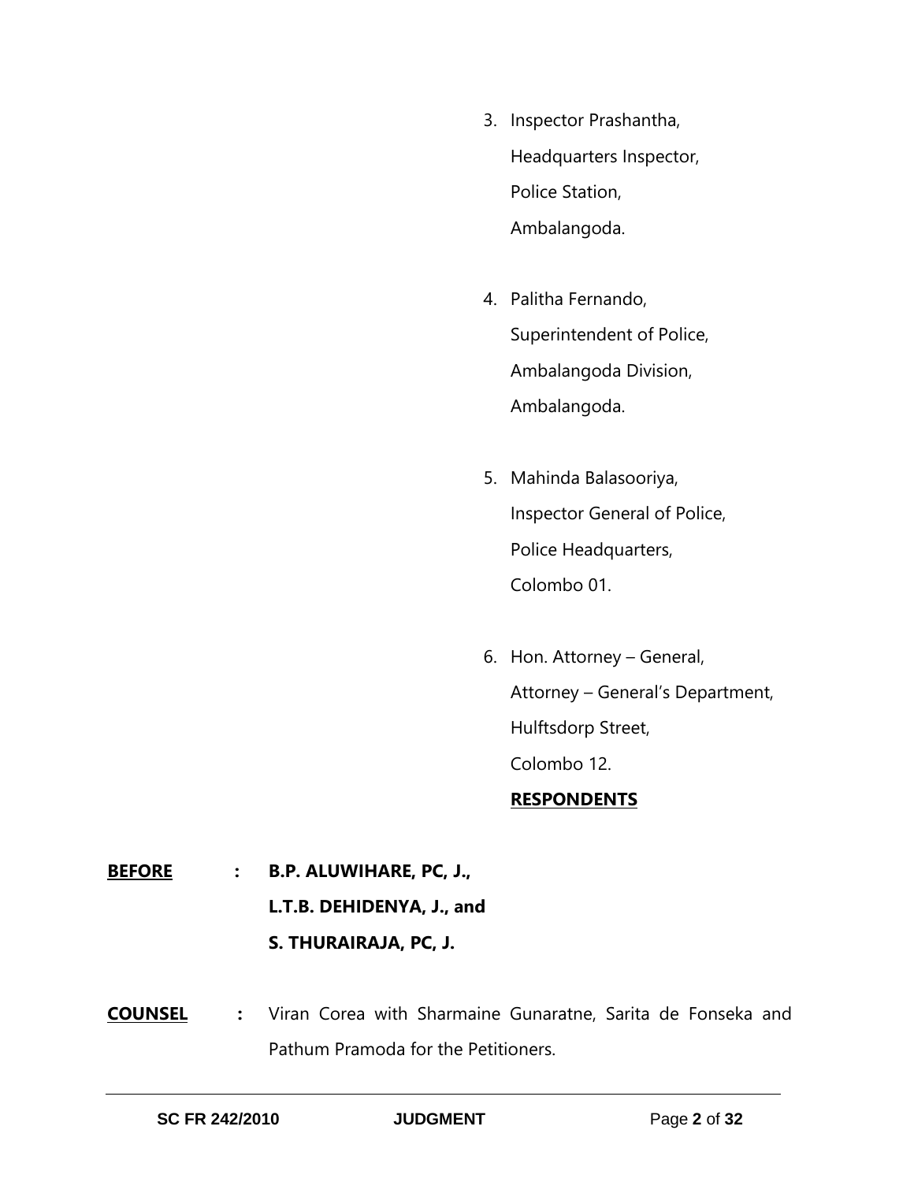3. Inspector Prashantha,
   Headquarters Inspector,
   Police Station,
   Ambalangoda.

4. Palitha Fernando,
   Superintendent of Police,
   Ambalangoda Division,
   Ambalangoda.

5. Mahinda Balasooriya,
   Inspector General of Police,
   Police Headquarters,
   Colombo 01.

6. Hon. Attorney – General,
   Attorney – General's Department,
   Hulftsdorp Street,
   Colombo 12.

**RESPONDENTS**

**BEFORE** : **B.P. ALUWIHARE, PC, J.,**
**L.T.B. DEHIDENYA, J., and**
**S. THURAIRAJA, PC, J.**

**COUNSEL** : Viran Corea with Sharmaine Gunaratne, Sarita de Fonseka and Pathum Pramoda for the Petitioners.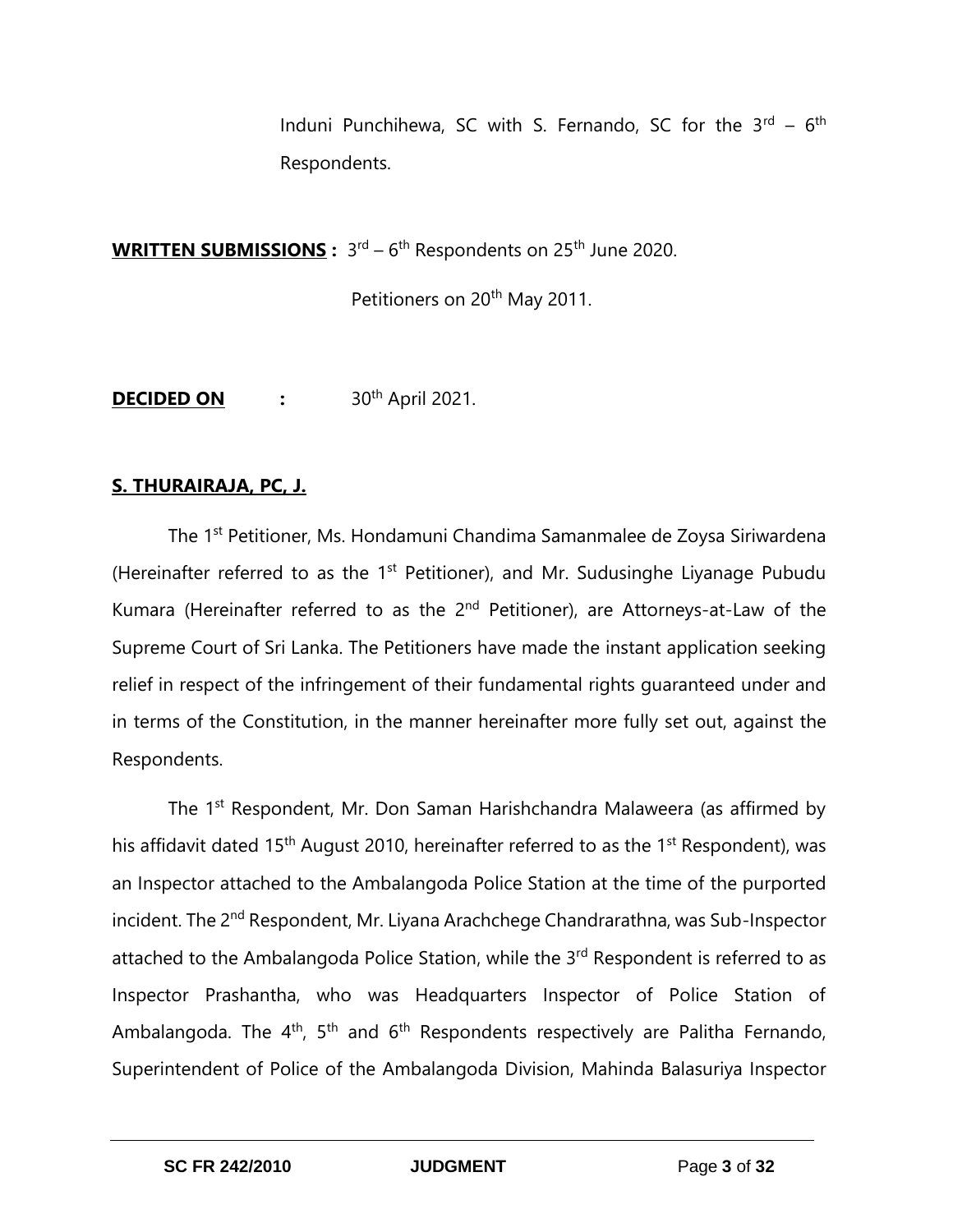Induni Punchihewa, SC with S. Fernando, SC for the 3rd – 6th Respondents.

**WRITTEN SUBMISSIONS :** 3rd – 6th Respondents on 25th June 2020.

Petitioners on 20th May 2011.

**DECIDED ON :** 30th April 2021.

**S. THURAIRAJA, PC, J.**

The 1st Petitioner, Ms. Hondamuni Chandima Samanmalee de Zoysa Siriwardena (Hereinafter referred to as the 1st Petitioner), and Mr. Sudusinghe Liyanage Pubudu Kumara (Hereinafter referred to as the 2nd Petitioner), are Attorneys-at-Law of the Supreme Court of Sri Lanka. The Petitioners have made the instant application seeking relief in respect of the infringement of their fundamental rights guaranteed under and in terms of the Constitution, in the manner hereinafter more fully set out, against the Respondents.

The 1st Respondent, Mr. Don Saman Harishchandra Malaweera (as affirmed by his affidavit dated 15th August 2010, hereinafter referred to as the 1st Respondent), was an Inspector attached to the Ambalangoda Police Station at the time of the purported incident. The 2nd Respondent, Mr. Liyana Arachchege Chandrarathna, was Sub-Inspector attached to the Ambalangoda Police Station, while the 3rd Respondent is referred to as Inspector Prashantha, who was Headquarters Inspector of Police Station of Ambalangoda. The 4th, 5th and 6th Respondents respectively are Palitha Fernando, Superintendent of Police of the Ambalangoda Division, Mahinda Balasuriya Inspector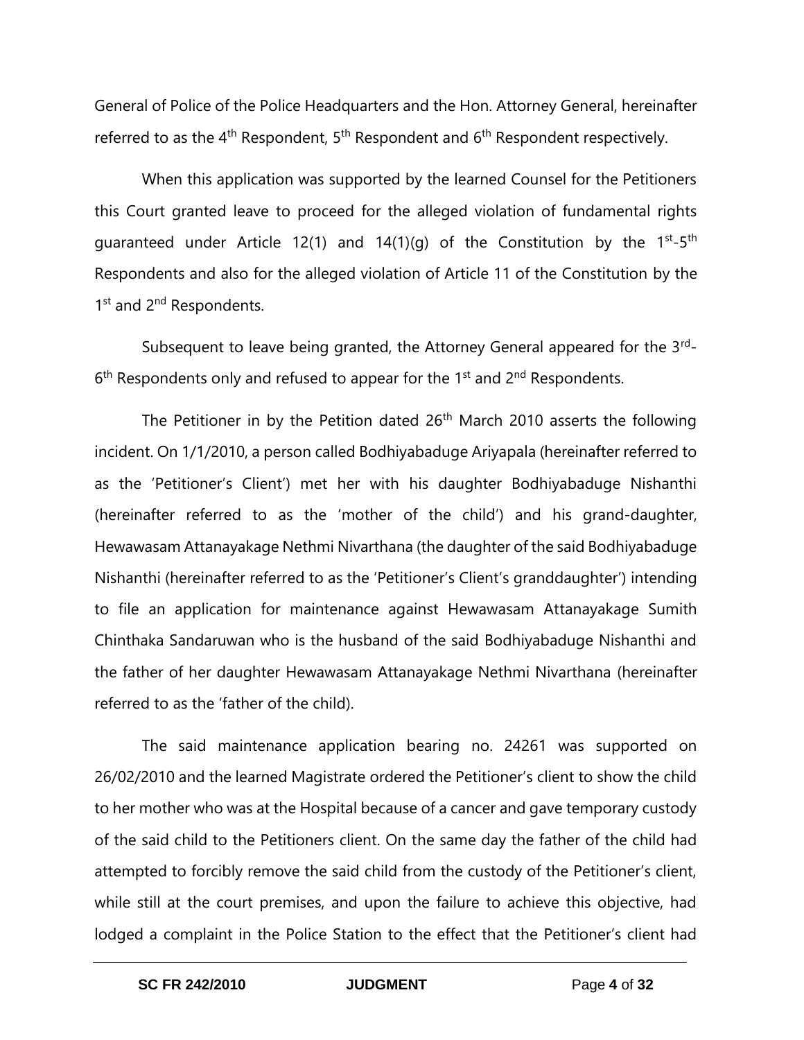General of Police of the Police Headquarters and the Hon. Attorney General, hereinafter referred to as the 4th Respondent, 5th Respondent and 6th Respondent respectively.

When this application was supported by the learned Counsel for the Petitioners this Court granted leave to proceed for the alleged violation of fundamental rights guaranteed under Article 12(1) and 14(1)(g) of the Constitution by the 1st-5th Respondents and also for the alleged violation of Article 11 of the Constitution by the 1st and 2nd Respondents.

Subsequent to leave being granted, the Attorney General appeared for the 3rd-6th Respondents only and refused to appear for the 1st and 2nd Respondents.

The Petitioner in by the Petition dated 26th March 2010 asserts the following incident. On 1/1/2010, a person called Bodhiyabaduge Ariyapala (hereinafter referred to as the 'Petitioner's Client') met her with his daughter Bodhiyabaduge Nishanthi (hereinafter referred to as the 'mother of the child') and his grand-daughter, Hewawasam Attanayakage Nethmi Nivarthana (the daughter of the said Bodhiyabaduge Nishanthi (hereinafter referred to as the 'Petitioner's Client's granddaughter') intending to file an application for maintenance against Hewawasam Attanayakage Sumith Chinthaka Sandaruwan who is the husband of the said Bodhiyabaduge Nishanthi and the father of her daughter Hewawasam Attanayakage Nethmi Nivarthana (hereinafter referred to as the 'father of the child).

The said maintenance application bearing no. 24261 was supported on 26/02/2010 and the learned Magistrate ordered the Petitioner's client to show the child to her mother who was at the Hospital because of a cancer and gave temporary custody of the said child to the Petitioners client. On the same day the father of the child had attempted to forcibly remove the said child from the custody of the Petitioner's client, while still at the court premises, and upon the failure to achieve this objective, had lodged a complaint in the Police Station to the effect that the Petitioner's client had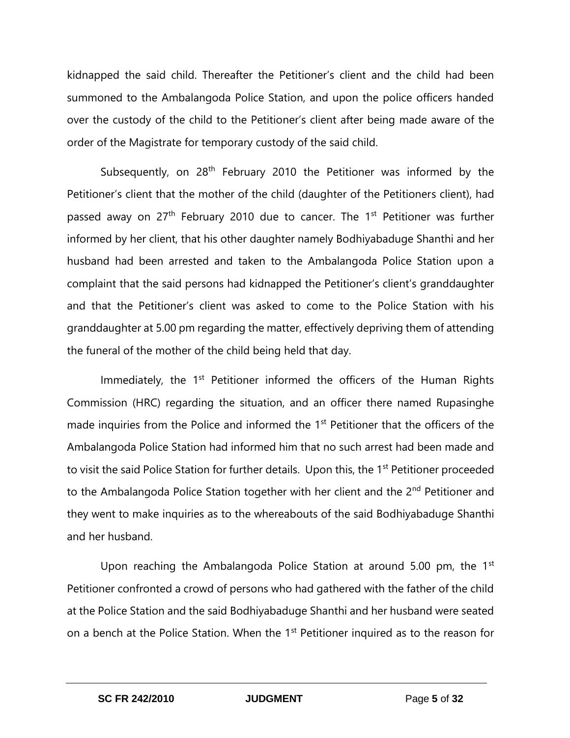kidnapped the said child. Thereafter the Petitioner's client and the child had been summoned to the Ambalangoda Police Station, and upon the police officers handed over the custody of the child to the Petitioner's client after being made aware of the order of the Magistrate for temporary custody of the said child.

Subsequently, on 28th February 2010 the Petitioner was informed by the Petitioner's client that the mother of the child (daughter of the Petitioners client), had passed away on 27th February 2010 due to cancer. The 1st Petitioner was further informed by her client, that his other daughter namely Bodhiyabaduge Shanthi and her husband had been arrested and taken to the Ambalangoda Police Station upon a complaint that the said persons had kidnapped the Petitioner's client's granddaughter and that the Petitioner's client was asked to come to the Police Station with his granddaughter at 5.00 pm regarding the matter, effectively depriving them of attending the funeral of the mother of the child being held that day.

Immediately, the 1st Petitioner informed the officers of the Human Rights Commission (HRC) regarding the situation, and an officer there named Rupasinghe made inquiries from the Police and informed the 1st Petitioner that the officers of the Ambalangoda Police Station had informed him that no such arrest had been made and to visit the said Police Station for further details. Upon this, the 1st Petitioner proceeded to the Ambalangoda Police Station together with her client and the 2nd Petitioner and they went to make inquiries as to the whereabouts of the said Bodhiyabaduge Shanthi and her husband.

Upon reaching the Ambalangoda Police Station at around 5.00 pm, the 1st Petitioner confronted a crowd of persons who had gathered with the father of the child at the Police Station and the said Bodhiyabaduge Shanthi and her husband were seated on a bench at the Police Station. When the 1st Petitioner inquired as to the reason for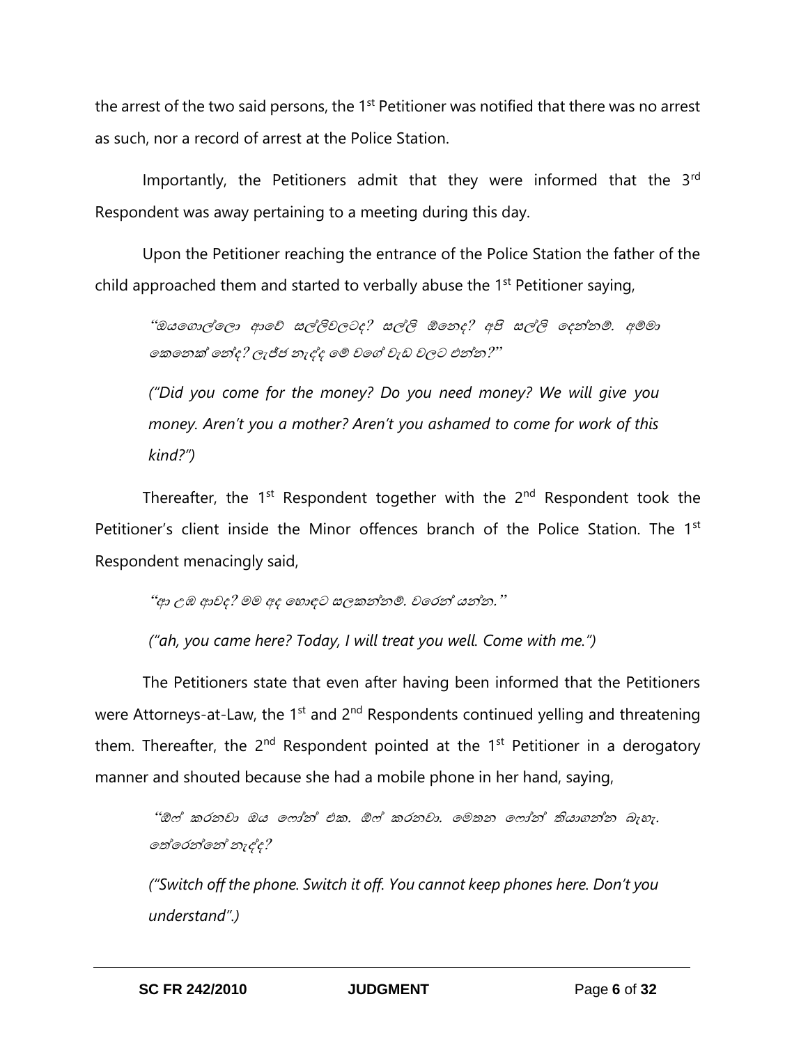the arrest of the two said persons, the 1st Petitioner was notified that there was no arrest as such, nor a record of arrest at the Police Station.

Importantly, the Petitioners admit that they were informed that the 3rd Respondent was away pertaining to a meeting during this day.

Upon the Petitioner reaching the entrance of the Police Station the father of the child approached them and started to verbally abuse the 1st Petitioner saying,

> *"ඔයගොල්ලො ආවේ සල්ලිවලටද? සල්ලි ඕනෙද? අපි සල්ලි දෙන්නම්. අම්මා කෙනෙක් නේද? ලැජ්ජ නැද්ද මේ වගේ වැඩ වලට එන්න?"*
>
> *("Did you come for the money? Do you need money? We will give you money. Aren't you a mother? Aren't you ashamed to come for work of this kind?")*

Thereafter, the 1st Respondent together with the 2nd Respondent took the Petitioner's client inside the Minor offences branch of the Police Station. The 1st Respondent menacingly said,

> *"ආ උඹ ආවද? මම අද හොඳට සලකන්නම්. වරෙන් යන්න."*
>
> *("ah, you came here? Today, I will treat you well. Come with me.")*

The Petitioners state that even after having been informed that the Petitioners were Attorneys-at-Law, the 1st and 2nd Respondents continued yelling and threatening them. Thereafter, the 2nd Respondent pointed at the 1st Petitioner in a derogatory manner and shouted because she had a mobile phone in her hand, saying,

> *"ඕෆ් කරනවා ඔය ෆෝන් එක. ඕෆ් කරනවා. මෙතන ෆෝන් තියාගන්න බැහැ. තේරෙන්නේ නැද්ද?*
>
> *("Switch off the phone. Switch it off. You cannot keep phones here. Don't you understand".)*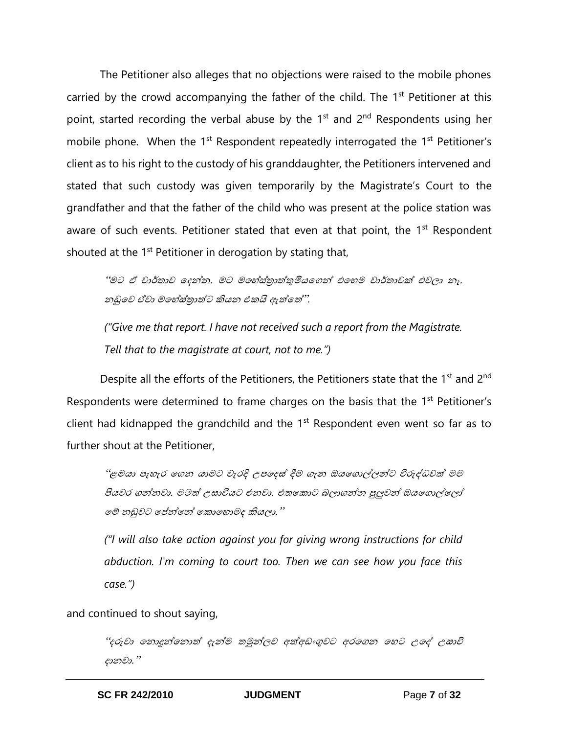The Petitioner also alleges that no objections were raised to the mobile phones carried by the crowd accompanying the father of the child. The 1st Petitioner at this point, started recording the verbal abuse by the 1st and 2nd Respondents using her mobile phone. When the 1st Respondent repeatedly interrogated the 1st Petitioner's client as to his right to the custody of his granddaughter, the Petitioners intervened and stated that such custody was given temporarily by the Magistrate's Court to the grandfather and that the father of the child who was present at the police station was aware of such events. Petitioner stated that even at that point, the 1st Respondent shouted at the 1st Petitioner in derogation by stating that,

> *"මට ඒ වාර්තාව දෙන්න. මට මහේස්ත්‍රාත්තුමියගෙන් එහෙම වාර්තාවක් එවලා නෑ. නඩුවෙ ඒවා මහේස්ත්‍රාත්ට කියන එකයි ඇත්තේ".*
>
> *("Give me that report. I have not received such a report from the Magistrate. Tell that to the magistrate at court, not to me.")*

Despite all the efforts of the Petitioners, the Petitioners state that the 1st and 2nd Respondents were determined to frame charges on the basis that the 1st Petitioner's client had kidnapped the grandchild and the 1st Respondent even went so far as to further shout at the Petitioner,

> *"ළමයා පැහැර ගෙන යාමට වැරදි උපදෙස් දීම ගැන ඔයගොල්ලන්ට විරුද්ධවත් මම පියවර ගන්නවා. මමත් උසාවියට එනවා. එතකොට බලාගන්න පුලුවන් ඔයගොල්ලෝ මේ නඩුවට පේන්නේ කොහොමද කියලා."*
>
> *("I will also take action against you for giving wrong instructions for child abduction. I'm coming to court too. Then we can see how you face this case.")*

and continued to shout saying,

> *"දරුවා නොදුන්නොත් දැන්ම තමුන්ලව අත්අඩංගුවට අරගෙන හෙට උදේ උසාවි දානවා."*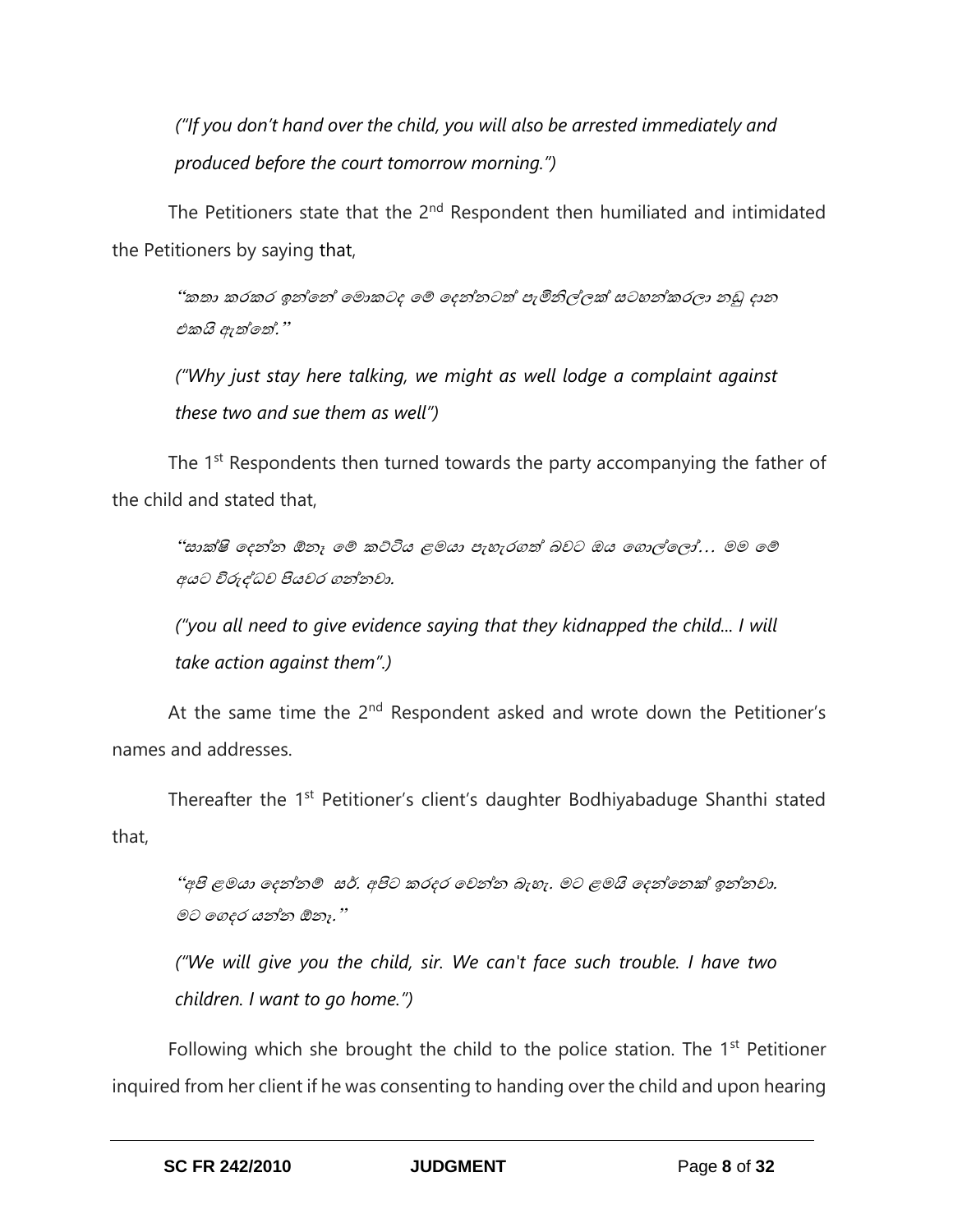*("If you don't hand over the child, you will also be arrested immediately and produced before the court tomorrow morning.")*

The Petitioners state that the 2nd Respondent then humiliated and intimidated the Petitioners by saying that,

*"කතා කරකර ඉන්නේ මොකටද මේ දෙන්නටත් පැමිනිල්ලක් සටහන්කරලා නඩු දාන එකයි ඇත්තේ."*

*("Why just stay here talking, we might as well lodge a complaint against these two and sue them as well")*

The 1st Respondents then turned towards the party accompanying the father of the child and stated that,

*"සාක්ෂි දෙන්න ඕනෑ මේ කට්ටිය ළමයා පැහැරගත් බවට ඔය ගොල්ලෝ… මම මේ අයට විරුද්ධව පියවර ගන්නවා.*

*("you all need to give evidence saying that they kidnapped the child... I will take action against them".)*

At the same time the 2nd Respondent asked and wrote down the Petitioner's names and addresses.

Thereafter the 1st Petitioner's client's daughter Bodhiyabaduge Shanthi stated that,

*"අපි ළමයා දෙන්නම් සර්. අපිට කරදර වෙන්න බැහැ. මට ළමයි දෙන්නෙක් ඉන්නවා. මට ගෙදර යන්න ඕනෑ."*

*("We will give you the child, sir. We can't face such trouble. I have two children. I want to go home.")*

Following which she brought the child to the police station. The 1st Petitioner inquired from her client if he was consenting to handing over the child and upon hearing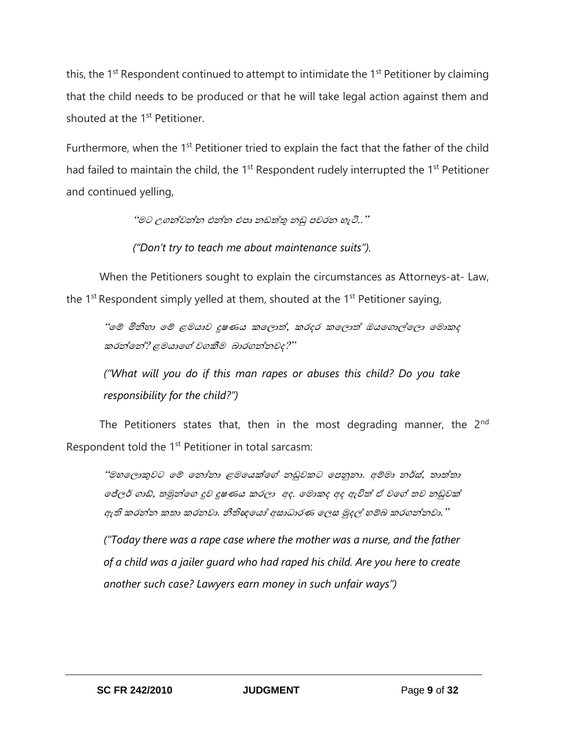this, the 1st Respondent continued to attempt to intimidate the 1st Petitioner by claiming that the child needs to be produced or that he will take legal action against them and shouted at the 1st Petitioner.

Furthermore, when the 1st Petitioner tried to explain the fact that the father of the child had failed to maintain the child, the 1st Respondent rudely interrupted the 1st Petitioner and continued yelling,

> *"මට උගන්වන්න එන්න එපා නඩත්තු නඩු පවරන හැටි.."*
>
> *("Don't try to teach me about maintenance suits").*

When the Petitioners sought to explain the circumstances as Attorneys-at- Law, the 1st Respondent simply yelled at them, shouted at the 1st Petitioner saying,

> *"මේ මිනිහා මේ ළමයාව දූෂණය කලොත්, කරදර කලොත් ඔයගොල්ලො මොකද කරන්නේ? ළමයාගේ වගකීම බාරගන්නවද?"*
>
> *("What will you do if this man rapes or abuses this child? Do you take responsibility for the child?")*

The Petitioners states that, then in the most degrading manner, the 2nd Respondent told the 1st Petitioner in total sarcasm:

> *"මහලොකුවට මේ නෝනා ළමයෙක්ගේ නඩුවකට පෙනුනා. අම්මා නර්ස්, තාත්තා ජේලර් ගාඩ්, තමුන්ගෙ දුව දූෂණය කරලා අද. මොකද අද ඇවිත් ඒ වගේ තව නඩුවක් ඇති කරන්න කතා කරනවා. නීතිඥයෝ අසාධාරණ ලෙස මුදල් හම්බ කරගන්නවා."*
>
> *("Today there was a rape case where the mother was a nurse, and the father of a child was a jailer guard who had raped his child. Are you here to create another such case? Lawyers earn money in such unfair ways")*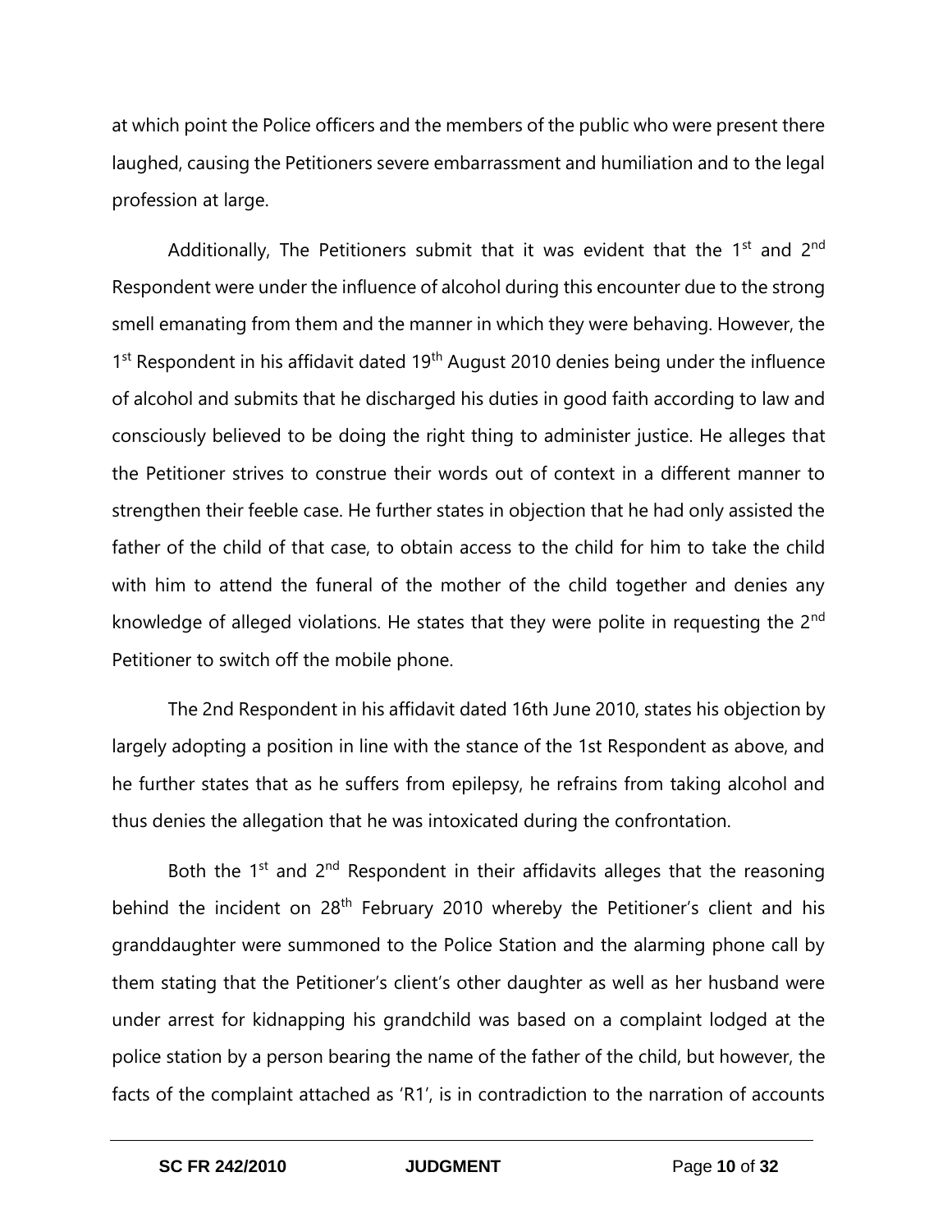at which point the Police officers and the members of the public who were present there laughed, causing the Petitioners severe embarrassment and humiliation and to the legal profession at large.

Additionally, The Petitioners submit that it was evident that the 1st and 2nd Respondent were under the influence of alcohol during this encounter due to the strong smell emanating from them and the manner in which they were behaving. However, the 1st Respondent in his affidavit dated 19th August 2010 denies being under the influence of alcohol and submits that he discharged his duties in good faith according to law and consciously believed to be doing the right thing to administer justice. He alleges that the Petitioner strives to construe their words out of context in a different manner to strengthen their feeble case. He further states in objection that he had only assisted the father of the child of that case, to obtain access to the child for him to take the child with him to attend the funeral of the mother of the child together and denies any knowledge of alleged violations. He states that they were polite in requesting the 2nd Petitioner to switch off the mobile phone.

The 2nd Respondent in his affidavit dated 16th June 2010, states his objection by largely adopting a position in line with the stance of the 1st Respondent as above, and he further states that as he suffers from epilepsy, he refrains from taking alcohol and thus denies the allegation that he was intoxicated during the confrontation.

Both the 1st and 2nd Respondent in their affidavits alleges that the reasoning behind the incident on 28th February 2010 whereby the Petitioner's client and his granddaughter were summoned to the Police Station and the alarming phone call by them stating that the Petitioner's client's other daughter as well as her husband were under arrest for kidnapping his grandchild was based on a complaint lodged at the police station by a person bearing the name of the father of the child, but however, the facts of the complaint attached as 'R1', is in contradiction to the narration of accounts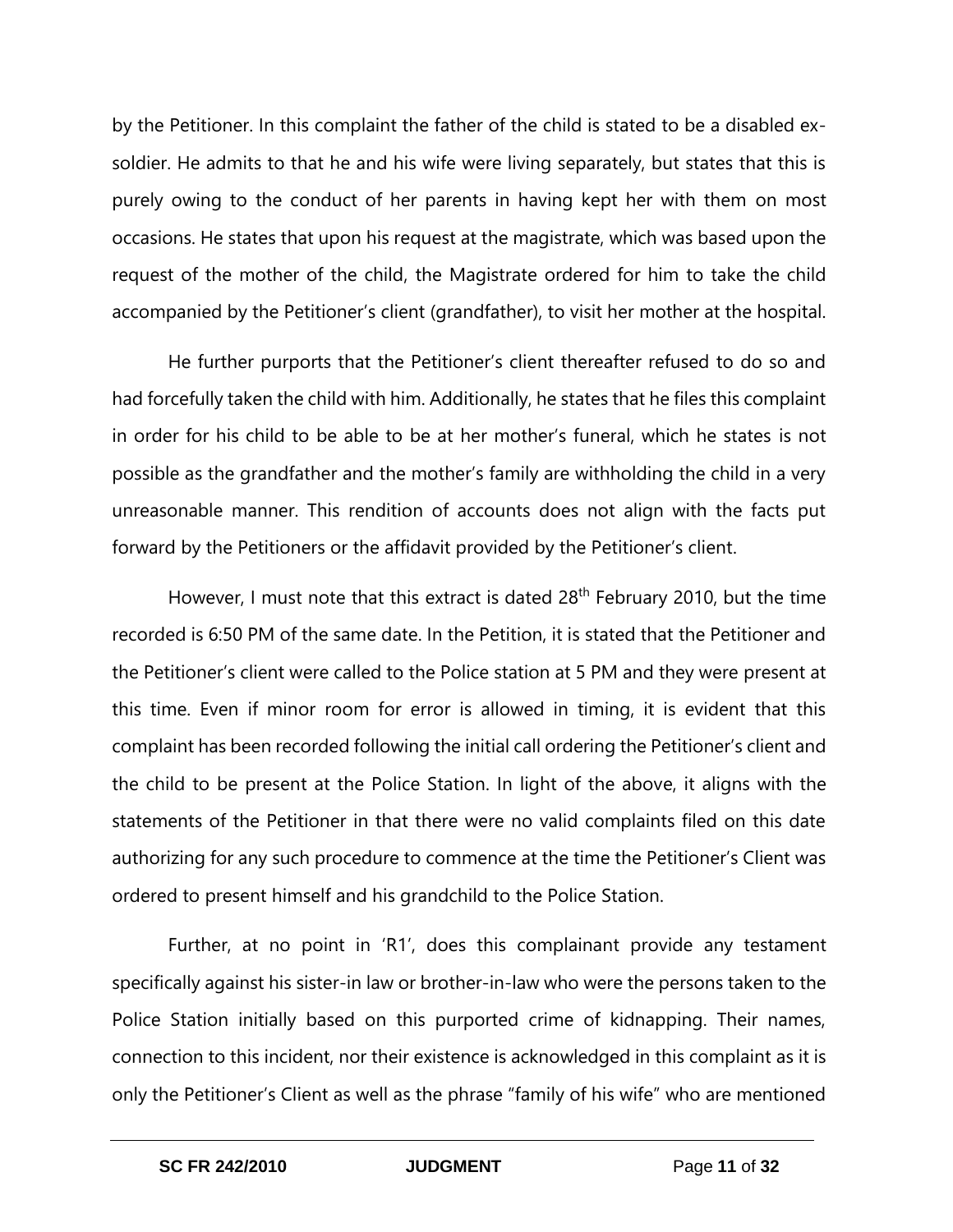by the Petitioner. In this complaint the father of the child is stated to be a disabled ex-soldier. He admits to that he and his wife were living separately, but states that this is purely owing to the conduct of her parents in having kept her with them on most occasions. He states that upon his request at the magistrate, which was based upon the request of the mother of the child, the Magistrate ordered for him to take the child accompanied by the Petitioner's client (grandfather), to visit her mother at the hospital.

He further purports that the Petitioner's client thereafter refused to do so and had forcefully taken the child with him. Additionally, he states that he files this complaint in order for his child to be able to be at her mother's funeral, which he states is not possible as the grandfather and the mother's family are withholding the child in a very unreasonable manner. This rendition of accounts does not align with the facts put forward by the Petitioners or the affidavit provided by the Petitioner's client.

However, I must note that this extract is dated 28th February 2010, but the time recorded is 6:50 PM of the same date. In the Petition, it is stated that the Petitioner and the Petitioner's client were called to the Police station at 5 PM and they were present at this time. Even if minor room for error is allowed in timing, it is evident that this complaint has been recorded following the initial call ordering the Petitioner's client and the child to be present at the Police Station. In light of the above, it aligns with the statements of the Petitioner in that there were no valid complaints filed on this date authorizing for any such procedure to commence at the time the Petitioner's Client was ordered to present himself and his grandchild to the Police Station.

Further, at no point in 'R1', does this complainant provide any testament specifically against his sister-in law or brother-in-law who were the persons taken to the Police Station initially based on this purported crime of kidnapping. Their names, connection to this incident, nor their existence is acknowledged in this complaint as it is only the Petitioner's Client as well as the phrase "family of his wife" who are mentioned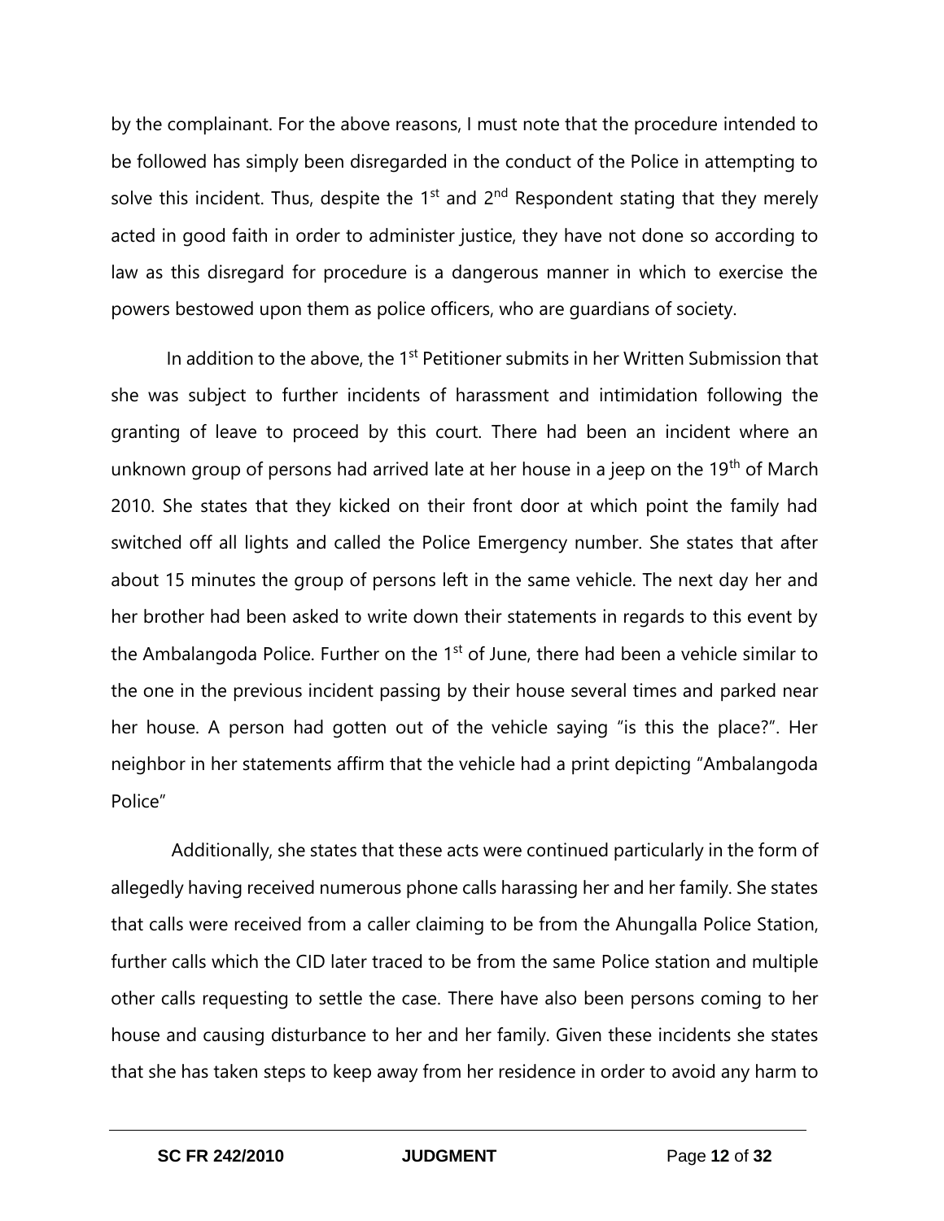by the complainant. For the above reasons, I must note that the procedure intended to be followed has simply been disregarded in the conduct of the Police in attempting to solve this incident. Thus, despite the 1st and 2nd Respondent stating that they merely acted in good faith in order to administer justice, they have not done so according to law as this disregard for procedure is a dangerous manner in which to exercise the powers bestowed upon them as police officers, who are guardians of society.

In addition to the above, the 1st Petitioner submits in her Written Submission that she was subject to further incidents of harassment and intimidation following the granting of leave to proceed by this court. There had been an incident where an unknown group of persons had arrived late at her house in a jeep on the 19th of March 2010. She states that they kicked on their front door at which point the family had switched off all lights and called the Police Emergency number. She states that after about 15 minutes the group of persons left in the same vehicle. The next day her and her brother had been asked to write down their statements in regards to this event by the Ambalangoda Police. Further on the 1st of June, there had been a vehicle similar to the one in the previous incident passing by their house several times and parked near her house. A person had gotten out of the vehicle saying "is this the place?". Her neighbor in her statements affirm that the vehicle had a print depicting "Ambalangoda Police"

Additionally, she states that these acts were continued particularly in the form of allegedly having received numerous phone calls harassing her and her family. She states that calls were received from a caller claiming to be from the Ahungalla Police Station, further calls which the CID later traced to be from the same Police station and multiple other calls requesting to settle the case. There have also been persons coming to her house and causing disturbance to her and her family. Given these incidents she states that she has taken steps to keep away from her residence in order to avoid any harm to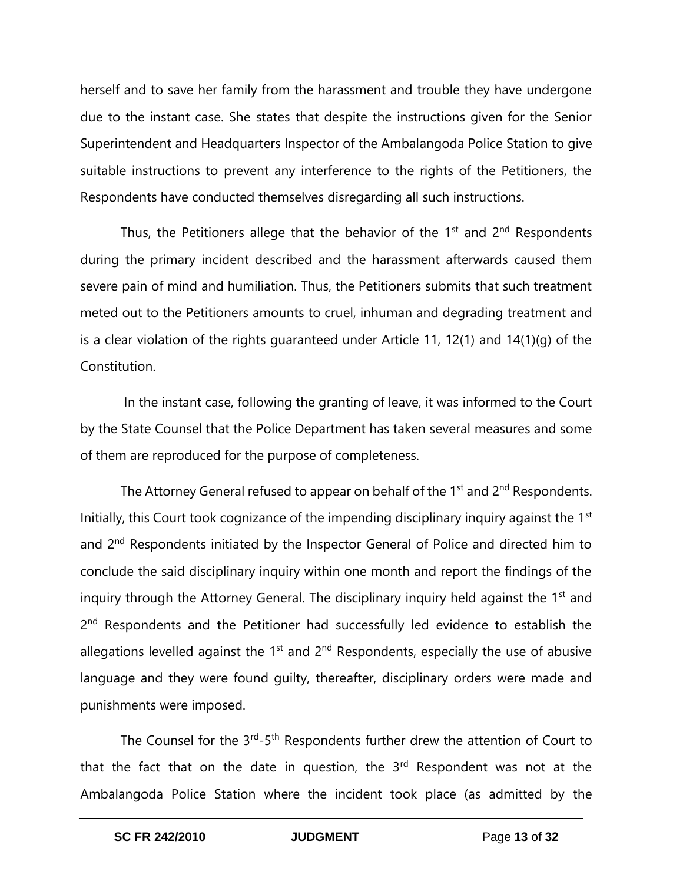herself and to save her family from the harassment and trouble they have undergone due to the instant case. She states that despite the instructions given for the Senior Superintendent and Headquarters Inspector of the Ambalangoda Police Station to give suitable instructions to prevent any interference to the rights of the Petitioners, the Respondents have conducted themselves disregarding all such instructions.

Thus, the Petitioners allege that the behavior of the 1st and 2nd Respondents during the primary incident described and the harassment afterwards caused them severe pain of mind and humiliation. Thus, the Petitioners submits that such treatment meted out to the Petitioners amounts to cruel, inhuman and degrading treatment and is a clear violation of the rights guaranteed under Article 11, 12(1) and 14(1)(g) of the Constitution.

In the instant case, following the granting of leave, it was informed to the Court by the State Counsel that the Police Department has taken several measures and some of them are reproduced for the purpose of completeness.

The Attorney General refused to appear on behalf of the 1st and 2nd Respondents. Initially, this Court took cognizance of the impending disciplinary inquiry against the 1st and 2nd Respondents initiated by the Inspector General of Police and directed him to conclude the said disciplinary inquiry within one month and report the findings of the inquiry through the Attorney General. The disciplinary inquiry held against the 1st and 2nd Respondents and the Petitioner had successfully led evidence to establish the allegations levelled against the 1st and 2nd Respondents, especially the use of abusive language and they were found guilty, thereafter, disciplinary orders were made and punishments were imposed.

The Counsel for the 3rd-5th Respondents further drew the attention of Court to that the fact that on the date in question, the 3rd Respondent was not at the Ambalangoda Police Station where the incident took place (as admitted by the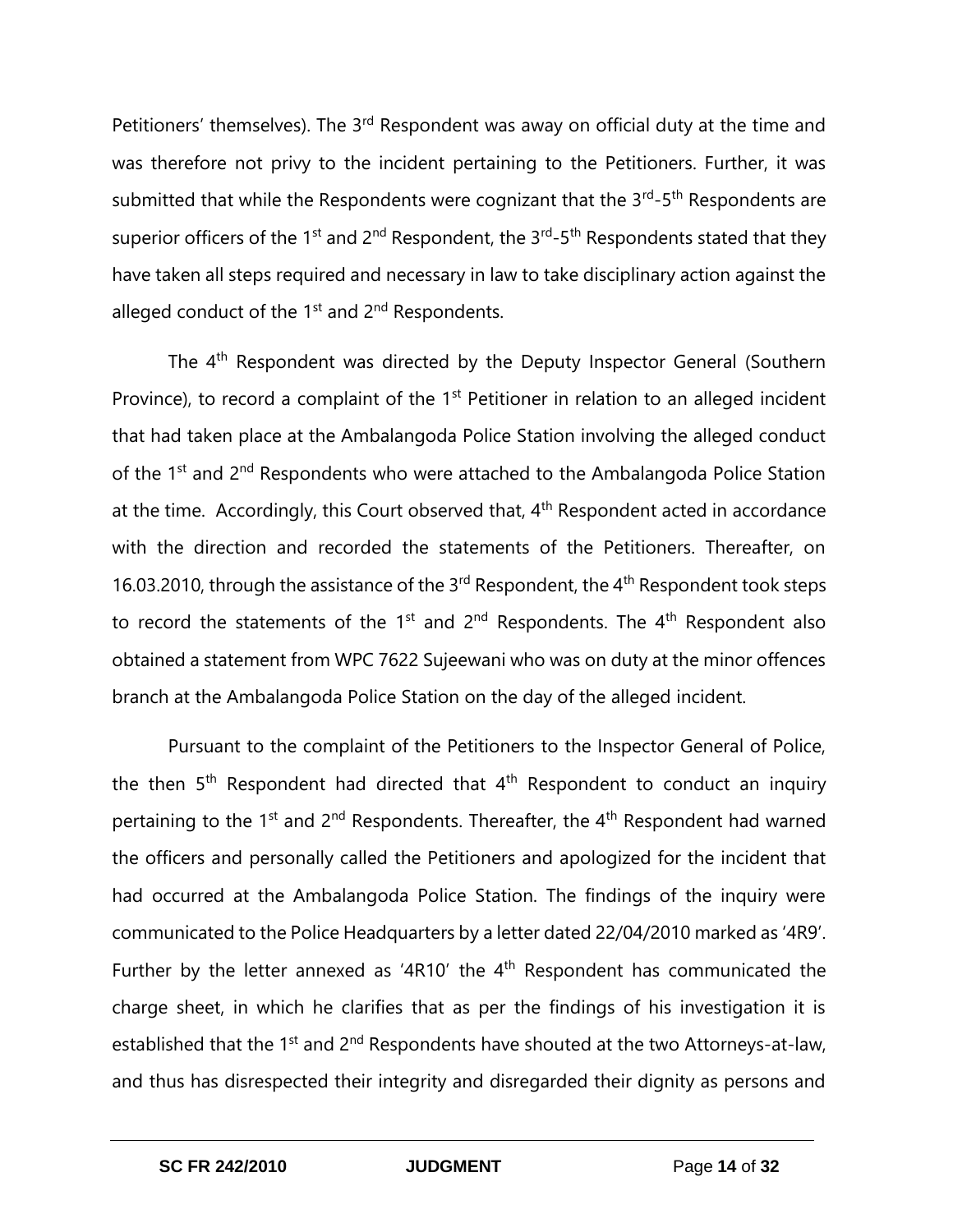Petitioners' themselves). The 3rd Respondent was away on official duty at the time and was therefore not privy to the incident pertaining to the Petitioners. Further, it was submitted that while the Respondents were cognizant that the 3rd-5th Respondents are superior officers of the 1st and 2nd Respondent, the 3rd-5th Respondents stated that they have taken all steps required and necessary in law to take disciplinary action against the alleged conduct of the 1st and 2nd Respondents.

The 4th Respondent was directed by the Deputy Inspector General (Southern Province), to record a complaint of the 1st Petitioner in relation to an alleged incident that had taken place at the Ambalangoda Police Station involving the alleged conduct of the 1st and 2nd Respondents who were attached to the Ambalangoda Police Station at the time. Accordingly, this Court observed that, 4th Respondent acted in accordance with the direction and recorded the statements of the Petitioners. Thereafter, on 16.03.2010, through the assistance of the 3rd Respondent, the 4th Respondent took steps to record the statements of the 1st and 2nd Respondents. The 4th Respondent also obtained a statement from WPC 7622 Sujeewani who was on duty at the minor offences branch at the Ambalangoda Police Station on the day of the alleged incident.

Pursuant to the complaint of the Petitioners to the Inspector General of Police, the then 5th Respondent had directed that 4th Respondent to conduct an inquiry pertaining to the 1st and 2nd Respondents. Thereafter, the 4th Respondent had warned the officers and personally called the Petitioners and apologized for the incident that had occurred at the Ambalangoda Police Station. The findings of the inquiry were communicated to the Police Headquarters by a letter dated 22/04/2010 marked as '4R9'. Further by the letter annexed as '4R10' the 4th Respondent has communicated the charge sheet, in which he clarifies that as per the findings of his investigation it is established that the 1st and 2nd Respondents have shouted at the two Attorneys-at-law, and thus has disrespected their integrity and disregarded their dignity as persons and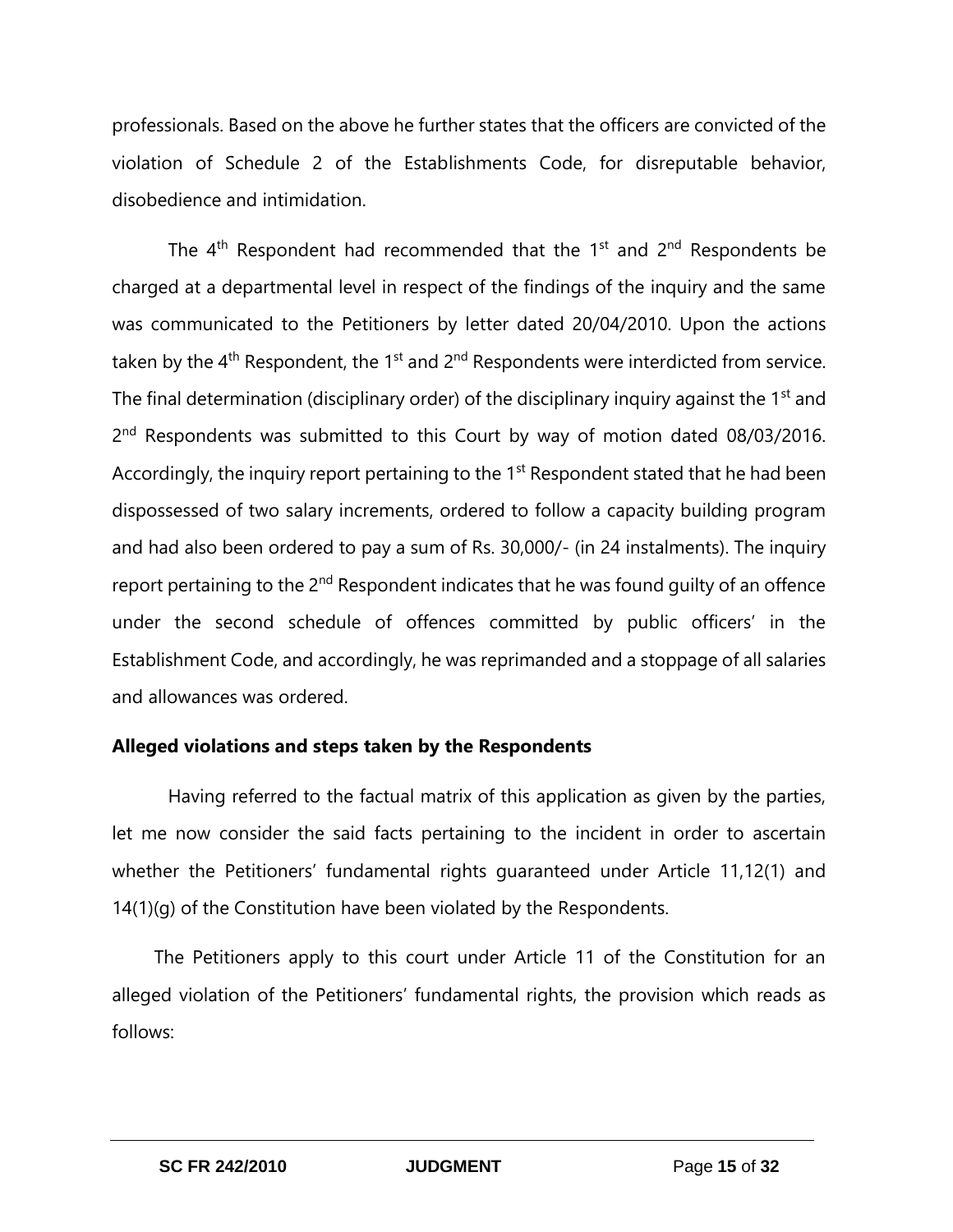professionals. Based on the above he further states that the officers are convicted of the violation of Schedule 2 of the Establishments Code, for disreputable behavior, disobedience and intimidation.

The 4th Respondent had recommended that the 1st and 2nd Respondents be charged at a departmental level in respect of the findings of the inquiry and the same was communicated to the Petitioners by letter dated 20/04/2010. Upon the actions taken by the 4th Respondent, the 1st and 2nd Respondents were interdicted from service. The final determination (disciplinary order) of the disciplinary inquiry against the 1st and 2nd Respondents was submitted to this Court by way of motion dated 08/03/2016. Accordingly, the inquiry report pertaining to the 1st Respondent stated that he had been dispossessed of two salary increments, ordered to follow a capacity building program and had also been ordered to pay a sum of Rs. 30,000/- (in 24 instalments). The inquiry report pertaining to the 2nd Respondent indicates that he was found guilty of an offence under the second schedule of offences committed by public officers' in the Establishment Code, and accordingly, he was reprimanded and a stoppage of all salaries and allowances was ordered.

**Alleged violations and steps taken by the Respondents**

Having referred to the factual matrix of this application as given by the parties, let me now consider the said facts pertaining to the incident in order to ascertain whether the Petitioners' fundamental rights guaranteed under Article 11,12(1) and 14(1)(g) of the Constitution have been violated by the Respondents.

The Petitioners apply to this court under Article 11 of the Constitution for an alleged violation of the Petitioners' fundamental rights, the provision which reads as follows: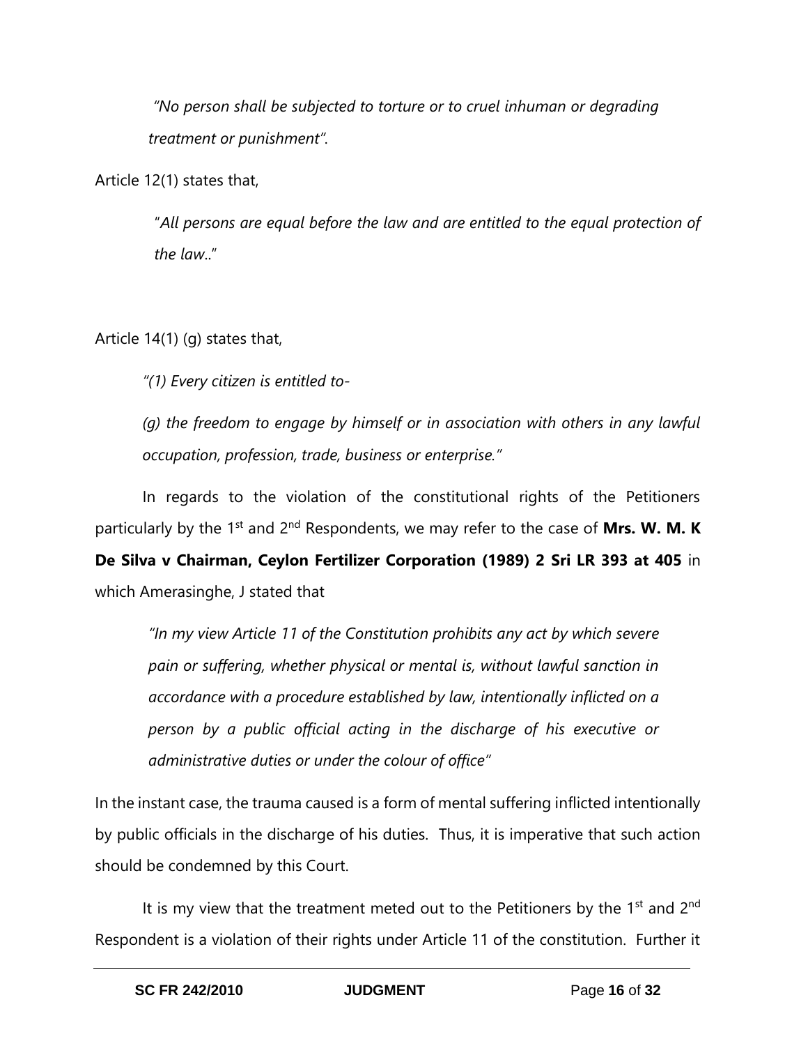*"No person shall be subjected to torture or to cruel inhuman or degrading treatment or punishment".*

Article 12(1) states that,

"*All persons are equal before the law and are entitled to the equal protection of the law*.."

Article 14(1) (g) states that,

*"(1) Every citizen is entitled to-*

*(g) the freedom to engage by himself or in association with others in any lawful occupation, profession, trade, business or enterprise."*

In regards to the violation of the constitutional rights of the Petitioners particularly by the 1st and 2nd Respondents, we may refer to the case of **Mrs. W. M. K De Silva v Chairman, Ceylon Fertilizer Corporation (1989) 2 Sri LR 393 at 405** in which Amerasinghe, J stated that

*"In my view Article 11 of the Constitution prohibits any act by which severe pain or suffering, whether physical or mental is, without lawful sanction in accordance with a procedure established by law, intentionally inflicted on a person by a public official acting in the discharge of his executive or administrative duties or under the colour of office"*

In the instant case, the trauma caused is a form of mental suffering inflicted intentionally by public officials in the discharge of his duties. Thus, it is imperative that such action should be condemned by this Court.

It is my view that the treatment meted out to the Petitioners by the 1st and 2nd Respondent is a violation of their rights under Article 11 of the constitution. Further it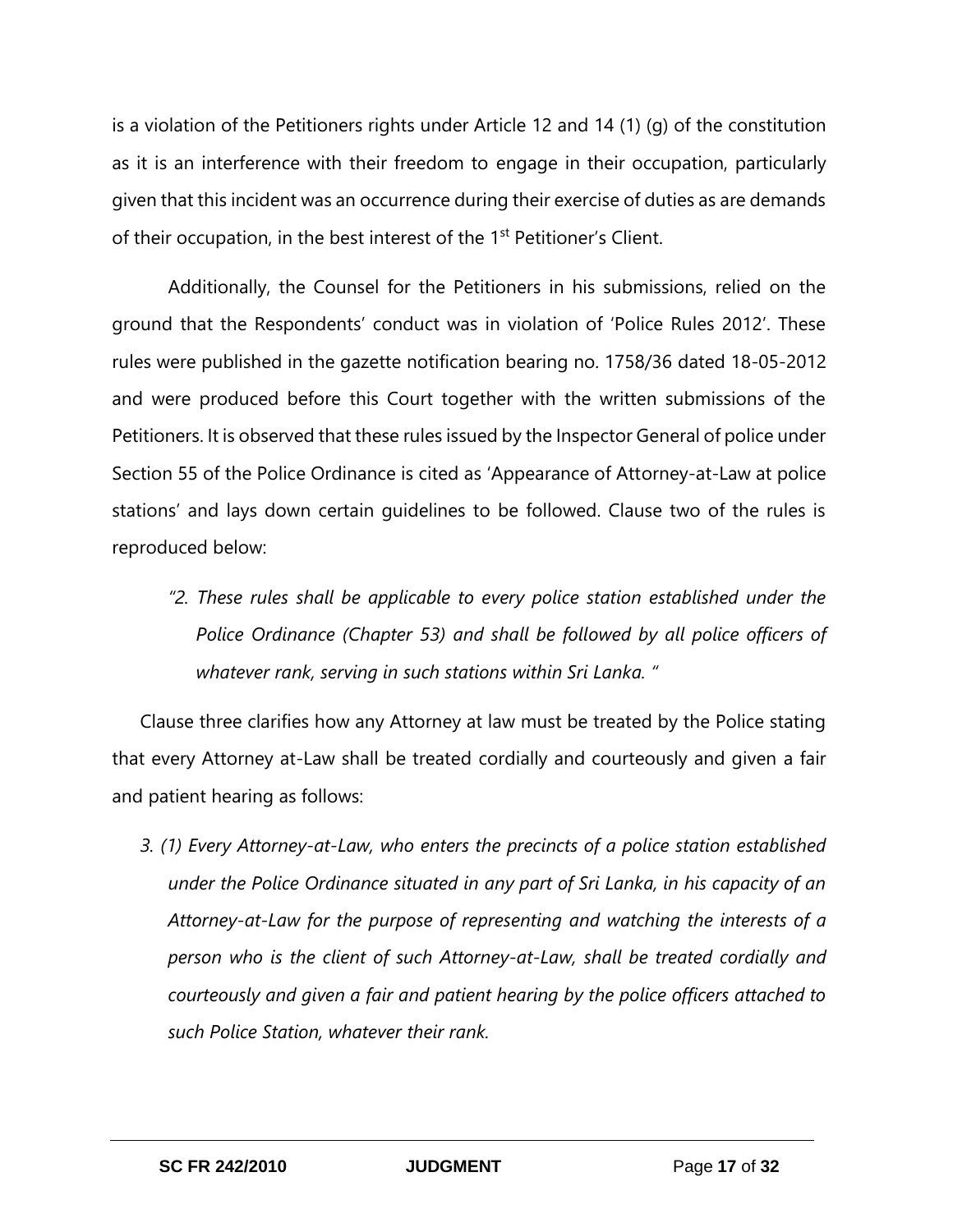is a violation of the Petitioners rights under Article 12 and 14 (1) (g) of the constitution as it is an interference with their freedom to engage in their occupation, particularly given that this incident was an occurrence during their exercise of duties as are demands of their occupation, in the best interest of the 1st Petitioner's Client.

Additionally, the Counsel for the Petitioners in his submissions, relied on the ground that the Respondents' conduct was in violation of 'Police Rules 2012'. These rules were published in the gazette notification bearing no. 1758/36 dated 18-05-2012 and were produced before this Court together with the written submissions of the Petitioners. It is observed that these rules issued by the Inspector General of police under Section 55 of the Police Ordinance is cited as 'Appearance of Attorney-at-Law at police stations' and lays down certain guidelines to be followed. Clause two of the rules is reproduced below:

> *"2. These rules shall be applicable to every police station established under the Police Ordinance (Chapter 53) and shall be followed by all police officers of whatever rank, serving in such stations within Sri Lanka. "*

Clause three clarifies how any Attorney at law must be treated by the Police stating that every Attorney at-Law shall be treated cordially and courteously and given a fair and patient hearing as follows:

> *3. (1) Every Attorney-at-Law, who enters the precincts of a police station established under the Police Ordinance situated in any part of Sri Lanka, in his capacity of an Attorney-at-Law for the purpose of representing and watching the interests of a person who is the client of such Attorney-at-Law, shall be treated cordially and courteously and given a fair and patient hearing by the police officers attached to such Police Station, whatever their rank.*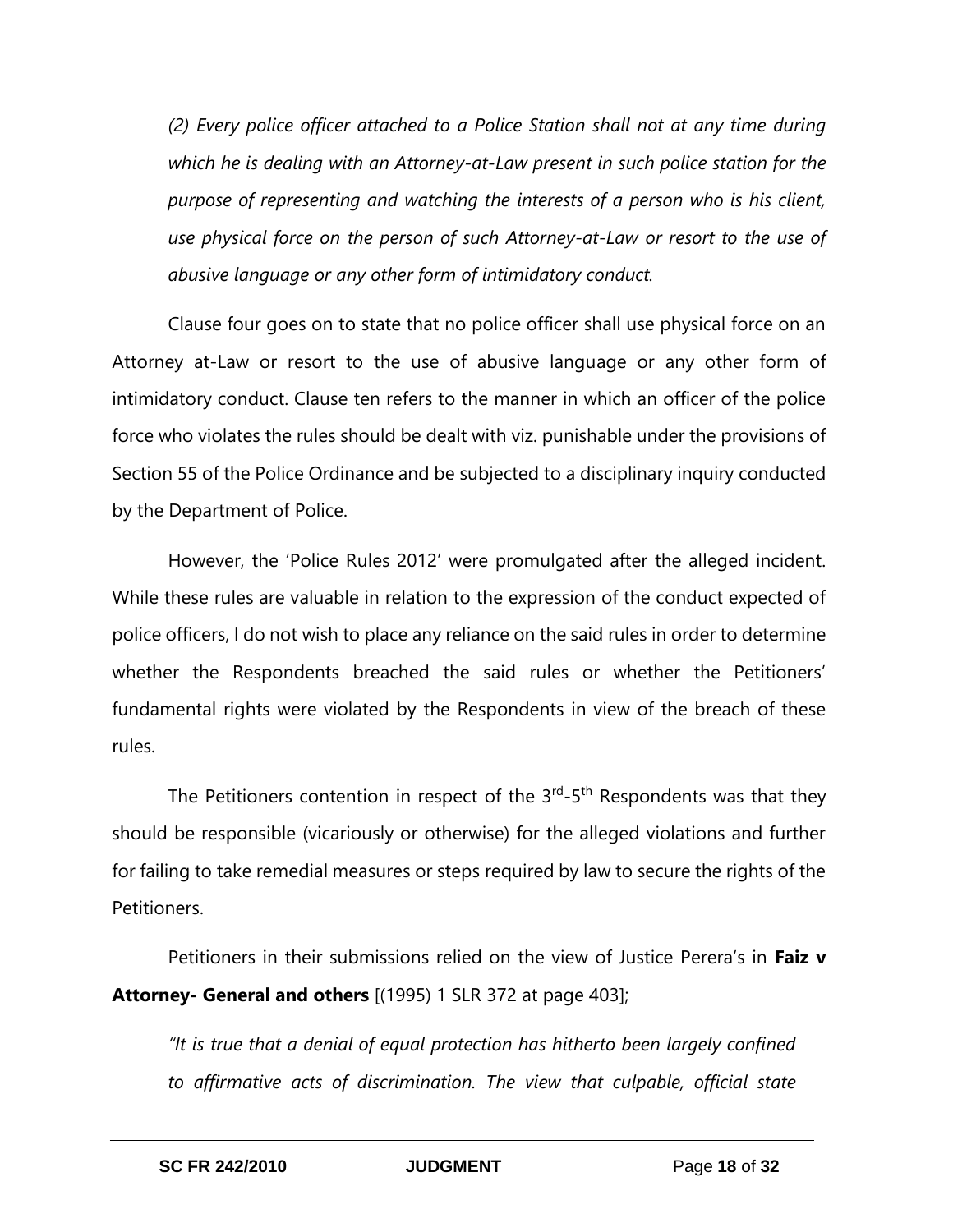*(2) Every police officer attached to a Police Station shall not at any time during which he is dealing with an Attorney-at-Law present in such police station for the purpose of representing and watching the interests of a person who is his client, use physical force on the person of such Attorney-at-Law or resort to the use of abusive language or any other form of intimidatory conduct.*

Clause four goes on to state that no police officer shall use physical force on an Attorney at-Law or resort to the use of abusive language or any other form of intimidatory conduct. Clause ten refers to the manner in which an officer of the police force who violates the rules should be dealt with viz. punishable under the provisions of Section 55 of the Police Ordinance and be subjected to a disciplinary inquiry conducted by the Department of Police.

However, the 'Police Rules 2012' were promulgated after the alleged incident. While these rules are valuable in relation to the expression of the conduct expected of police officers, I do not wish to place any reliance on the said rules in order to determine whether the Respondents breached the said rules or whether the Petitioners' fundamental rights were violated by the Respondents in view of the breach of these rules.

The Petitioners contention in respect of the 3rd-5th Respondents was that they should be responsible (vicariously or otherwise) for the alleged violations and further for failing to take remedial measures or steps required by law to secure the rights of the Petitioners.

Petitioners in their submissions relied on the view of Justice Perera's in **Faiz v Attorney- General and others** [(1995) 1 SLR 372 at page 403];

*"It is true that a denial of equal protection has hitherto been largely confined to affirmative acts of discrimination. The view that culpable, official state*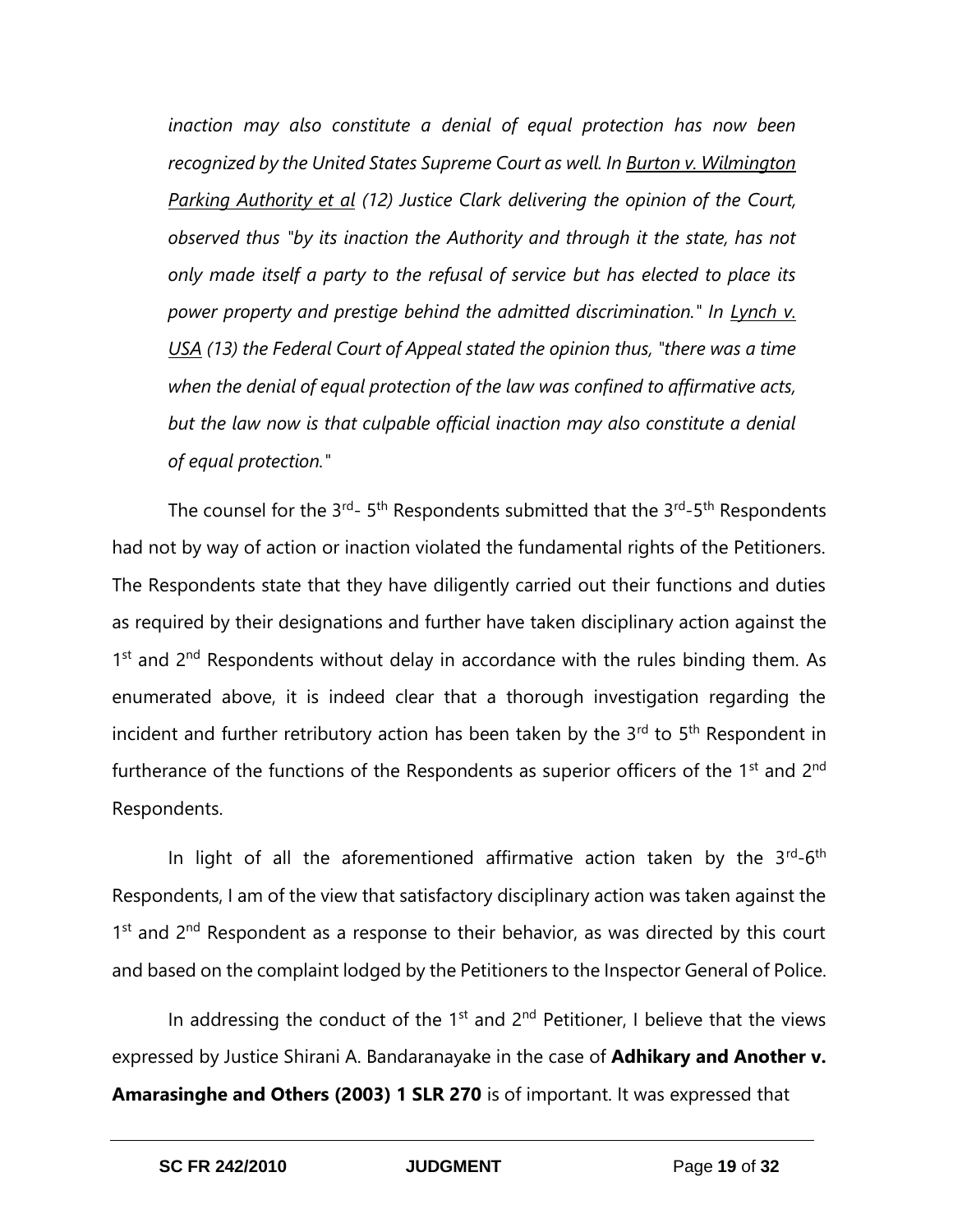*inaction may also constitute a denial of equal protection has now been recognized by the United States Supreme Court as well. In Burton v. Wilmington Parking Authority et al (12) Justice Clark delivering the opinion of the Court, observed thus "by its inaction the Authority and through it the state, has not only made itself a party to the refusal of service but has elected to place its power property and prestige behind the admitted discrimination." In Lynch v. USA (13) the Federal Court of Appeal stated the opinion thus, "there was a time when the denial of equal protection of the law was confined to affirmative acts, but the law now is that culpable official inaction may also constitute a denial of equal protection."*

The counsel for the 3rd- 5th Respondents submitted that the 3rd-5th Respondents had not by way of action or inaction violated the fundamental rights of the Petitioners. The Respondents state that they have diligently carried out their functions and duties as required by their designations and further have taken disciplinary action against the 1st and 2nd Respondents without delay in accordance with the rules binding them. As enumerated above, it is indeed clear that a thorough investigation regarding the incident and further retributory action has been taken by the 3rd to 5th Respondent in furtherance of the functions of the Respondents as superior officers of the 1st and 2nd Respondents.

In light of all the aforementioned affirmative action taken by the 3rd-6th Respondents, I am of the view that satisfactory disciplinary action was taken against the 1st and 2nd Respondent as a response to their behavior, as was directed by this court and based on the complaint lodged by the Petitioners to the Inspector General of Police.

In addressing the conduct of the 1st and 2nd Petitioner, I believe that the views expressed by Justice Shirani A. Bandaranayake in the case of **Adhikary and Another v. Amarasinghe and Others (2003) 1 SLR 270** is of important. It was expressed that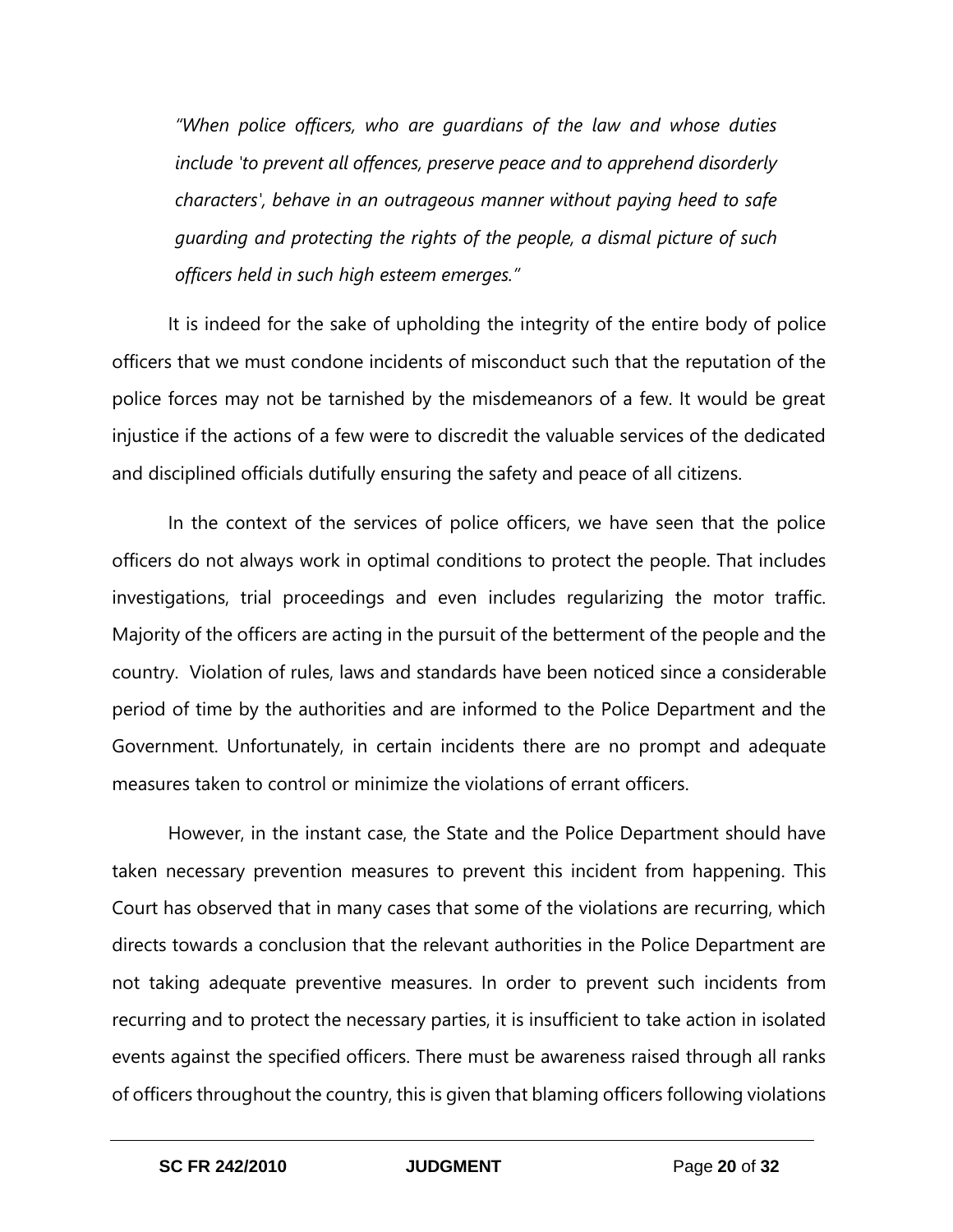*"When police officers, who are guardians of the law and whose duties include 'to prevent all offences, preserve peace and to apprehend disorderly characters', behave in an outrageous manner without paying heed to safe guarding and protecting the rights of the people, a dismal picture of such officers held in such high esteem emerges."*

It is indeed for the sake of upholding the integrity of the entire body of police officers that we must condone incidents of misconduct such that the reputation of the police forces may not be tarnished by the misdemeanors of a few. It would be great injustice if the actions of a few were to discredit the valuable services of the dedicated and disciplined officials dutifully ensuring the safety and peace of all citizens.

In the context of the services of police officers, we have seen that the police officers do not always work in optimal conditions to protect the people. That includes investigations, trial proceedings and even includes regularizing the motor traffic. Majority of the officers are acting in the pursuit of the betterment of the people and the country. Violation of rules, laws and standards have been noticed since a considerable period of time by the authorities and are informed to the Police Department and the Government. Unfortunately, in certain incidents there are no prompt and adequate measures taken to control or minimize the violations of errant officers.

However, in the instant case, the State and the Police Department should have taken necessary prevention measures to prevent this incident from happening. This Court has observed that in many cases that some of the violations are recurring, which directs towards a conclusion that the relevant authorities in the Police Department are not taking adequate preventive measures. In order to prevent such incidents from recurring and to protect the necessary parties, it is insufficient to take action in isolated events against the specified officers. There must be awareness raised through all ranks of officers throughout the country, this is given that blaming officers following violations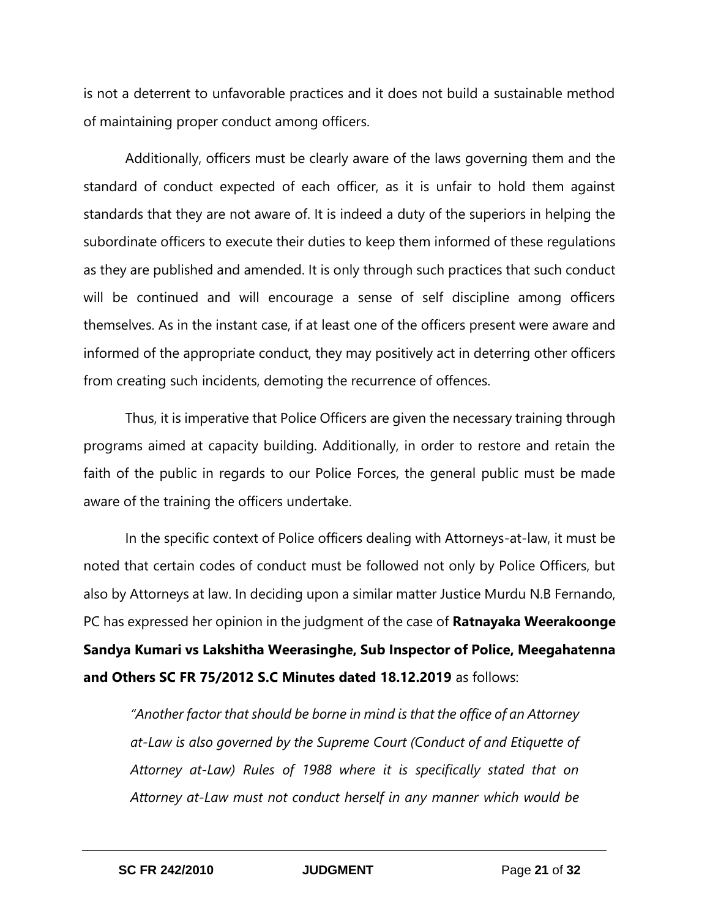is not a deterrent to unfavorable practices and it does not build a sustainable method of maintaining proper conduct among officers.

Additionally, officers must be clearly aware of the laws governing them and the standard of conduct expected of each officer, as it is unfair to hold them against standards that they are not aware of. It is indeed a duty of the superiors in helping the subordinate officers to execute their duties to keep them informed of these regulations as they are published and amended. It is only through such practices that such conduct will be continued and will encourage a sense of self discipline among officers themselves. As in the instant case, if at least one of the officers present were aware and informed of the appropriate conduct, they may positively act in deterring other officers from creating such incidents, demoting the recurrence of offences.

Thus, it is imperative that Police Officers are given the necessary training through programs aimed at capacity building. Additionally, in order to restore and retain the faith of the public in regards to our Police Forces, the general public must be made aware of the training the officers undertake.

In the specific context of Police officers dealing with Attorneys-at-law, it must be noted that certain codes of conduct must be followed not only by Police Officers, but also by Attorneys at law. In deciding upon a similar matter Justice Murdu N.B Fernando, PC has expressed her opinion in the judgment of the case of **Ratnayaka Weerakoonge Sandya Kumari vs Lakshitha Weerasinghe, Sub Inspector of Police, Meegahatenna and Others SC FR 75/2012 S.C Minutes dated 18.12.2019** as follows:

> *"Another factor that should be borne in mind is that the office of an Attorney at-Law is also governed by the Supreme Court (Conduct of and Etiquette of Attorney at-Law) Rules of 1988 where it is specifically stated that on Attorney at-Law must not conduct herself in any manner which would be*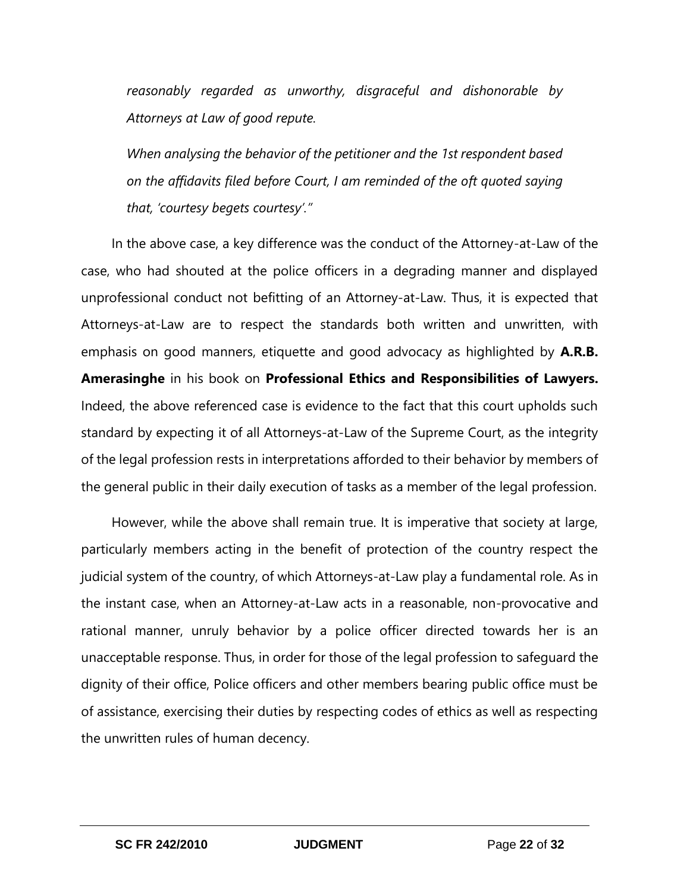*reasonably regarded as unworthy, disgraceful and dishonorable by Attorneys at Law of good repute.*

*When analysing the behavior of the petitioner and the 1st respondent based on the affidavits filed before Court, I am reminded of the oft quoted saying that, 'courtesy begets courtesy'."*

In the above case, a key difference was the conduct of the Attorney-at-Law of the case, who had shouted at the police officers in a degrading manner and displayed unprofessional conduct not befitting of an Attorney-at-Law. Thus, it is expected that Attorneys-at-Law are to respect the standards both written and unwritten, with emphasis on good manners, etiquette and good advocacy as highlighted by **A.R.B. Amerasinghe** in his book on **Professional Ethics and Responsibilities of Lawyers.** Indeed, the above referenced case is evidence to the fact that this court upholds such standard by expecting it of all Attorneys-at-Law of the Supreme Court, as the integrity of the legal profession rests in interpretations afforded to their behavior by members of the general public in their daily execution of tasks as a member of the legal profession.

However, while the above shall remain true. It is imperative that society at large, particularly members acting in the benefit of protection of the country respect the judicial system of the country, of which Attorneys-at-Law play a fundamental role. As in the instant case, when an Attorney-at-Law acts in a reasonable, non-provocative and rational manner, unruly behavior by a police officer directed towards her is an unacceptable response. Thus, in order for those of the legal profession to safeguard the dignity of their office, Police officers and other members bearing public office must be of assistance, exercising their duties by respecting codes of ethics as well as respecting the unwritten rules of human decency.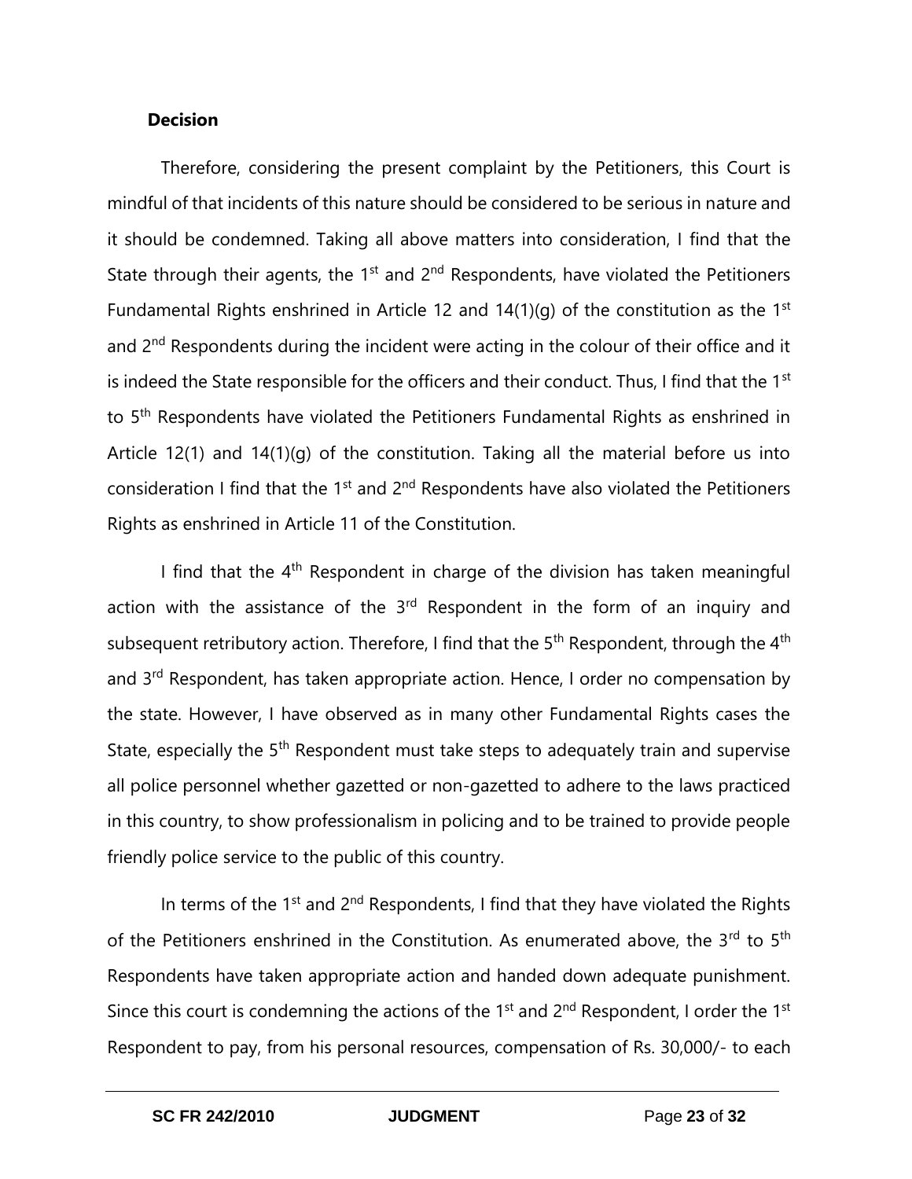**Decision**

Therefore, considering the present complaint by the Petitioners, this Court is mindful of that incidents of this nature should be considered to be serious in nature and it should be condemned. Taking all above matters into consideration, I find that the State through their agents, the 1st and 2nd Respondents, have violated the Petitioners Fundamental Rights enshrined in Article 12 and 14(1)(g) of the constitution as the 1st and 2nd Respondents during the incident were acting in the colour of their office and it is indeed the State responsible for the officers and their conduct. Thus, I find that the 1st to 5th Respondents have violated the Petitioners Fundamental Rights as enshrined in Article 12(1) and 14(1)(g) of the constitution. Taking all the material before us into consideration I find that the 1st and 2nd Respondents have also violated the Petitioners Rights as enshrined in Article 11 of the Constitution.

I find that the 4th Respondent in charge of the division has taken meaningful action with the assistance of the 3rd Respondent in the form of an inquiry and subsequent retributory action. Therefore, I find that the 5th Respondent, through the 4th and 3rd Respondent, has taken appropriate action. Hence, I order no compensation by the state. However, I have observed as in many other Fundamental Rights cases the State, especially the 5th Respondent must take steps to adequately train and supervise all police personnel whether gazetted or non-gazetted to adhere to the laws practiced in this country, to show professionalism in policing and to be trained to provide people friendly police service to the public of this country.

In terms of the 1st and 2nd Respondents, I find that they have violated the Rights of the Petitioners enshrined in the Constitution. As enumerated above, the 3rd to 5th Respondents have taken appropriate action and handed down adequate punishment. Since this court is condemning the actions of the 1st and 2nd Respondent, I order the 1st Respondent to pay, from his personal resources, compensation of Rs. 30,000/- to each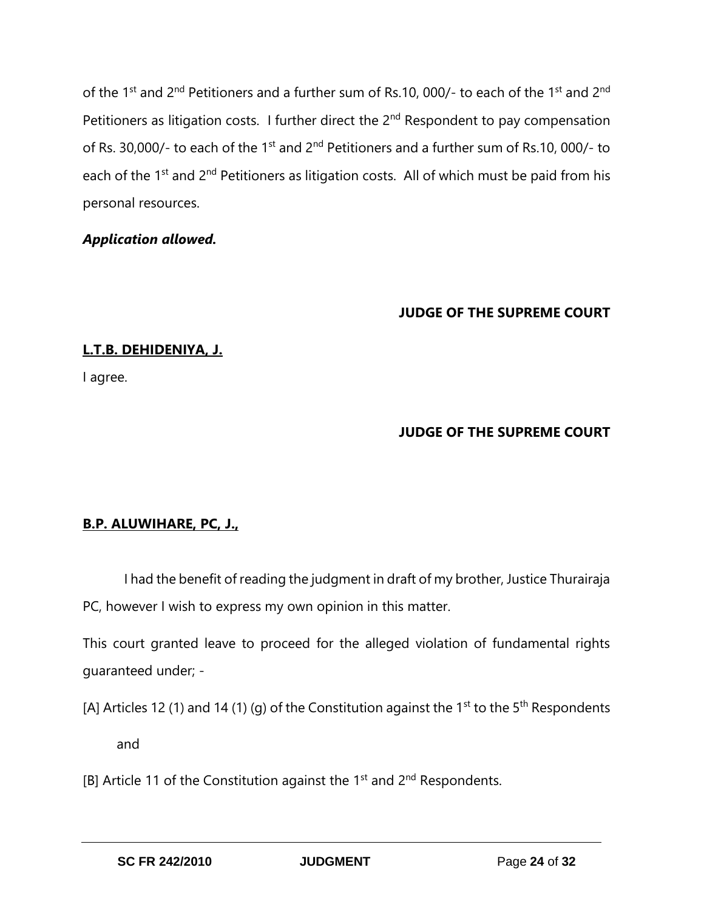of the 1st and 2nd Petitioners and a further sum of Rs.10, 000/- to each of the 1st and 2nd Petitioners as litigation costs. I further direct the 2nd Respondent to pay compensation of Rs. 30,000/- to each of the 1st and 2nd Petitioners and a further sum of Rs.10, 000/- to each of the 1st and 2nd Petitioners as litigation costs. All of which must be paid from his personal resources.

***Application allowed.***

**JUDGE OF THE SUPREME COURT**

**L.T.B. DEHIDENIYA, J.**

I agree.

**JUDGE OF THE SUPREME COURT**

**B.P. ALUWIHARE, PC, J.,**

I had the benefit of reading the judgment in draft of my brother, Justice Thurairaja PC, however I wish to express my own opinion in this matter.

This court granted leave to proceed for the alleged violation of fundamental rights guaranteed under; -

[A] Articles 12 (1) and 14 (1) (g) of the Constitution against the 1st to the 5th Respondents and

[B] Article 11 of the Constitution against the 1st and 2nd Respondents.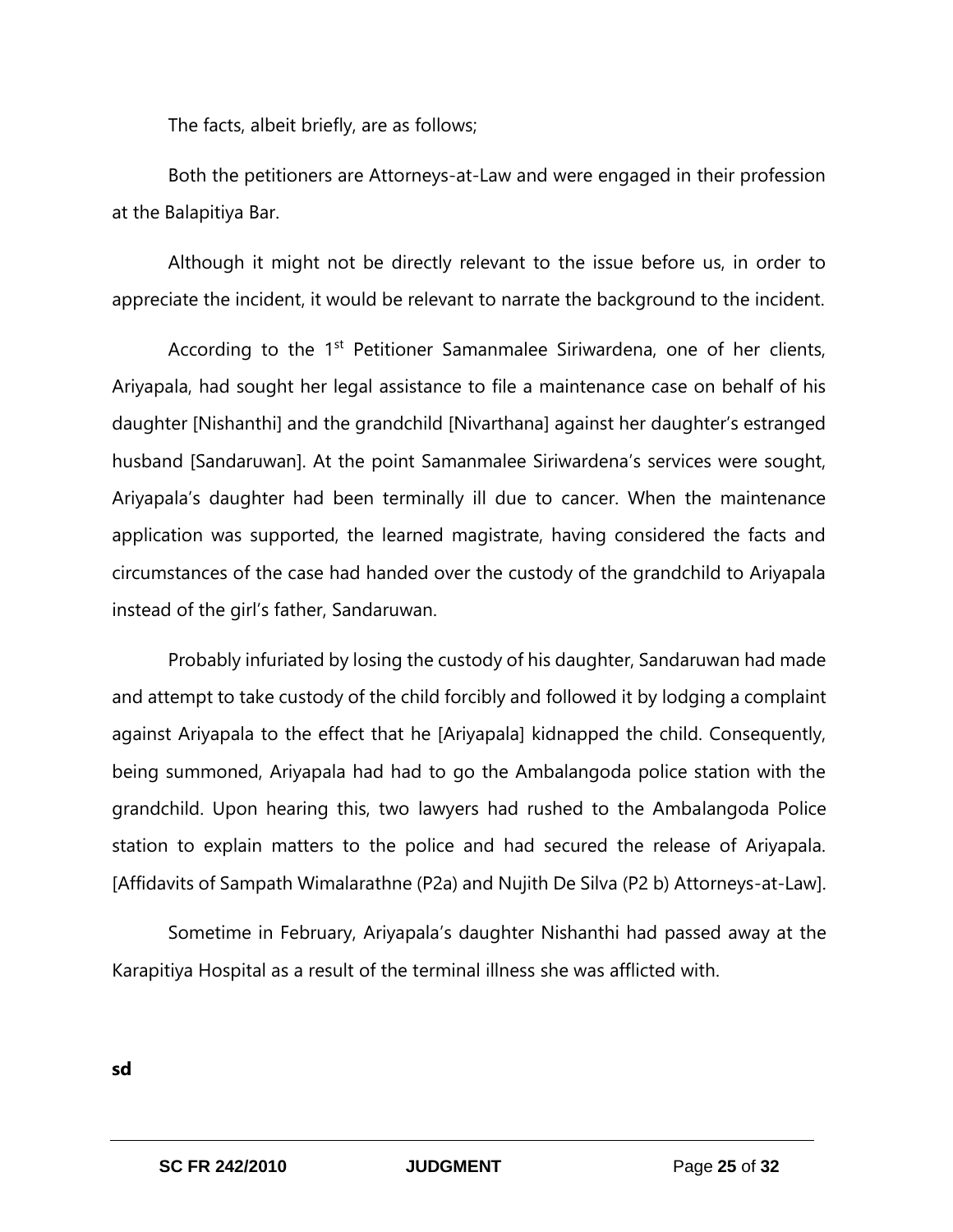The facts, albeit briefly, are as follows;

Both the petitioners are Attorneys-at-Law and were engaged in their profession at the Balapitiya Bar.

Although it might not be directly relevant to the issue before us, in order to appreciate the incident, it would be relevant to narrate the background to the incident.

According to the 1st Petitioner Samanmalee Siriwardena, one of her clients, Ariyapala, had sought her legal assistance to file a maintenance case on behalf of his daughter [Nishanthi] and the grandchild [Nivarthana] against her daughter's estranged husband [Sandaruwan]. At the point Samanmalee Siriwardena's services were sought, Ariyapala's daughter had been terminally ill due to cancer. When the maintenance application was supported, the learned magistrate, having considered the facts and circumstances of the case had handed over the custody of the grandchild to Ariyapala instead of the girl's father, Sandaruwan.

Probably infuriated by losing the custody of his daughter, Sandaruwan had made and attempt to take custody of the child forcibly and followed it by lodging a complaint against Ariyapala to the effect that he [Ariyapala] kidnapped the child. Consequently, being summoned, Ariyapala had had to go the Ambalangoda police station with the grandchild. Upon hearing this, two lawyers had rushed to the Ambalangoda Police station to explain matters to the police and had secured the release of Ariyapala. [Affidavits of Sampath Wimalarathne (P2a) and Nujith De Silva (P2 b) Attorneys-at-Law].

Sometime in February, Ariyapala's daughter Nishanthi had passed away at the Karapitiya Hospital as a result of the terminal illness she was afflicted with.

**sd**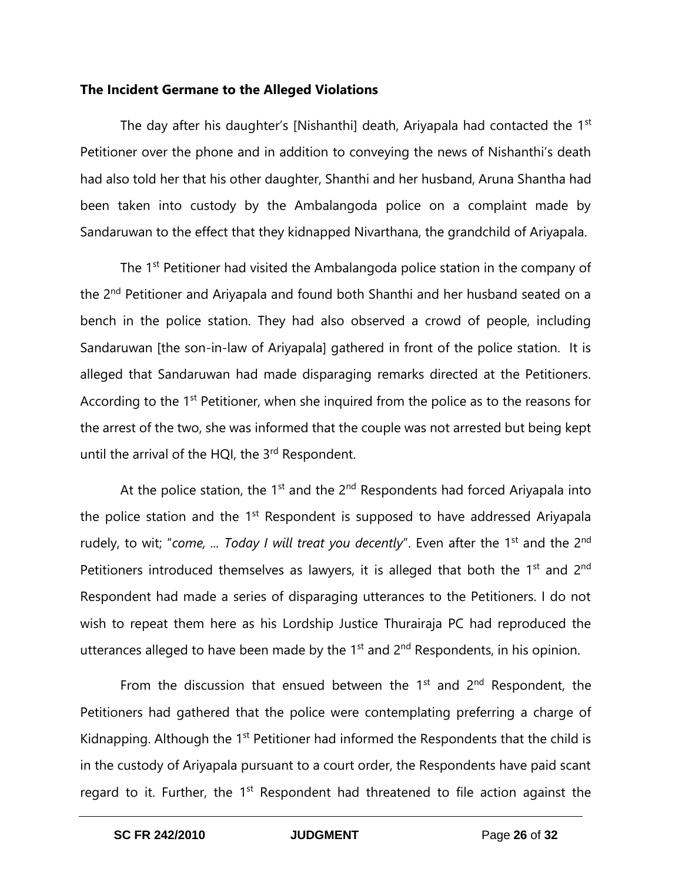**The Incident Germane to the Alleged Violations**

The day after his daughter's [Nishanthi] death, Ariyapala had contacted the 1st Petitioner over the phone and in addition to conveying the news of Nishanthi's death had also told her that his other daughter, Shanthi and her husband, Aruna Shantha had been taken into custody by the Ambalangoda police on a complaint made by Sandaruwan to the effect that they kidnapped Nivarthana, the grandchild of Ariyapala.

The 1st Petitioner had visited the Ambalangoda police station in the company of the 2nd Petitioner and Ariyapala and found both Shanthi and her husband seated on a bench in the police station. They had also observed a crowd of people, including Sandaruwan [the son-in-law of Ariyapala] gathered in front of the police station. It is alleged that Sandaruwan had made disparaging remarks directed at the Petitioners. According to the 1st Petitioner, when she inquired from the police as to the reasons for the arrest of the two, she was informed that the couple was not arrested but being kept until the arrival of the HQI, the 3rd Respondent.

At the police station, the 1st and the 2nd Respondents had forced Ariyapala into the police station and the 1st Respondent is supposed to have addressed Ariyapala rudely, to wit; "*come, ... Today I will treat you decently*". Even after the 1st and the 2nd Petitioners introduced themselves as lawyers, it is alleged that both the 1st and 2nd Respondent had made a series of disparaging utterances to the Petitioners. I do not wish to repeat them here as his Lordship Justice Thurairaja PC had reproduced the utterances alleged to have been made by the 1st and 2nd Respondents, in his opinion.

From the discussion that ensued between the 1st and 2nd Respondent, the Petitioners had gathered that the police were contemplating preferring a charge of Kidnapping. Although the 1st Petitioner had informed the Respondents that the child is in the custody of Ariyapala pursuant to a court order, the Respondents have paid scant regard to it. Further, the 1st Respondent had threatened to file action against the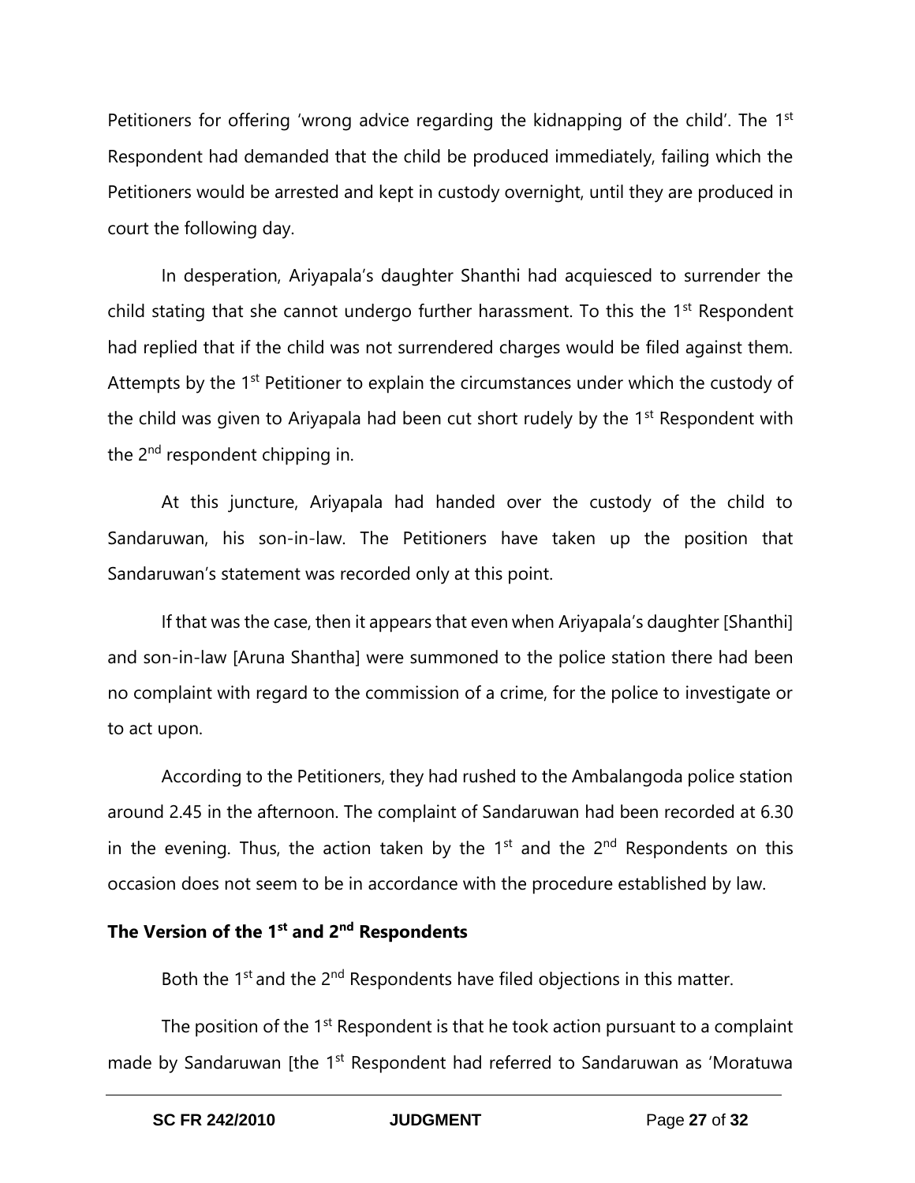Petitioners for offering 'wrong advice regarding the kidnapping of the child'. The 1st Respondent had demanded that the child be produced immediately, failing which the Petitioners would be arrested and kept in custody overnight, until they are produced in court the following day.

In desperation, Ariyapala's daughter Shanthi had acquiesced to surrender the child stating that she cannot undergo further harassment. To this the 1st Respondent had replied that if the child was not surrendered charges would be filed against them. Attempts by the 1st Petitioner to explain the circumstances under which the custody of the child was given to Ariyapala had been cut short rudely by the 1st Respondent with the 2nd respondent chipping in.

At this juncture, Ariyapala had handed over the custody of the child to Sandaruwan, his son-in-law. The Petitioners have taken up the position that Sandaruwan's statement was recorded only at this point.

If that was the case, then it appears that even when Ariyapala's daughter [Shanthi] and son-in-law [Aruna Shantha] were summoned to the police station there had been no complaint with regard to the commission of a crime, for the police to investigate or to act upon.

According to the Petitioners, they had rushed to the Ambalangoda police station around 2.45 in the afternoon. The complaint of Sandaruwan had been recorded at 6.30 in the evening. Thus, the action taken by the 1st and the 2nd Respondents on this occasion does not seem to be in accordance with the procedure established by law.

### The Version of the 1st and 2nd Respondents

Both the 1st and the 2nd Respondents have filed objections in this matter.

The position of the 1st Respondent is that he took action pursuant to a complaint made by Sandaruwan [the 1st Respondent had referred to Sandaruwan as 'Moratuwa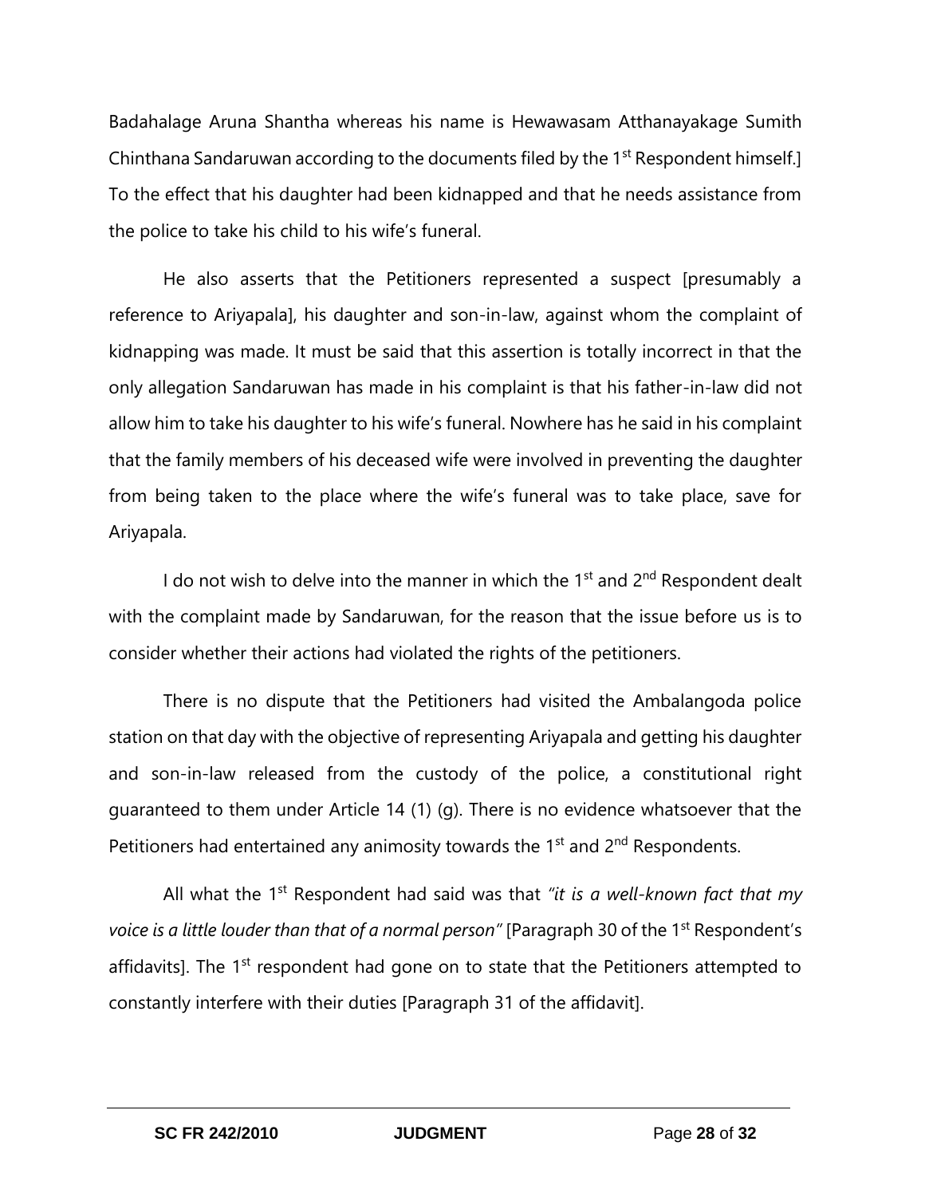Badahalage Aruna Shantha whereas his name is Hewawasam Atthanayakage Sumith Chinthana Sandaruwan according to the documents filed by the 1st Respondent himself.] To the effect that his daughter had been kidnapped and that he needs assistance from the police to take his child to his wife's funeral.

He also asserts that the Petitioners represented a suspect [presumably a reference to Ariyapala], his daughter and son-in-law, against whom the complaint of kidnapping was made. It must be said that this assertion is totally incorrect in that the only allegation Sandaruwan has made in his complaint is that his father-in-law did not allow him to take his daughter to his wife's funeral. Nowhere has he said in his complaint that the family members of his deceased wife were involved in preventing the daughter from being taken to the place where the wife's funeral was to take place, save for Ariyapala.

I do not wish to delve into the manner in which the 1st and 2nd Respondent dealt with the complaint made by Sandaruwan, for the reason that the issue before us is to consider whether their actions had violated the rights of the petitioners.

There is no dispute that the Petitioners had visited the Ambalangoda police station on that day with the objective of representing Ariyapala and getting his daughter and son-in-law released from the custody of the police, a constitutional right guaranteed to them under Article 14 (1) (g). There is no evidence whatsoever that the Petitioners had entertained any animosity towards the 1st and 2nd Respondents.

All what the 1st Respondent had said was that *"it is a well-known fact that my voice is a little louder than that of a normal person"* [Paragraph 30 of the 1st Respondent's affidavits]. The 1st respondent had gone on to state that the Petitioners attempted to constantly interfere with their duties [Paragraph 31 of the affidavit].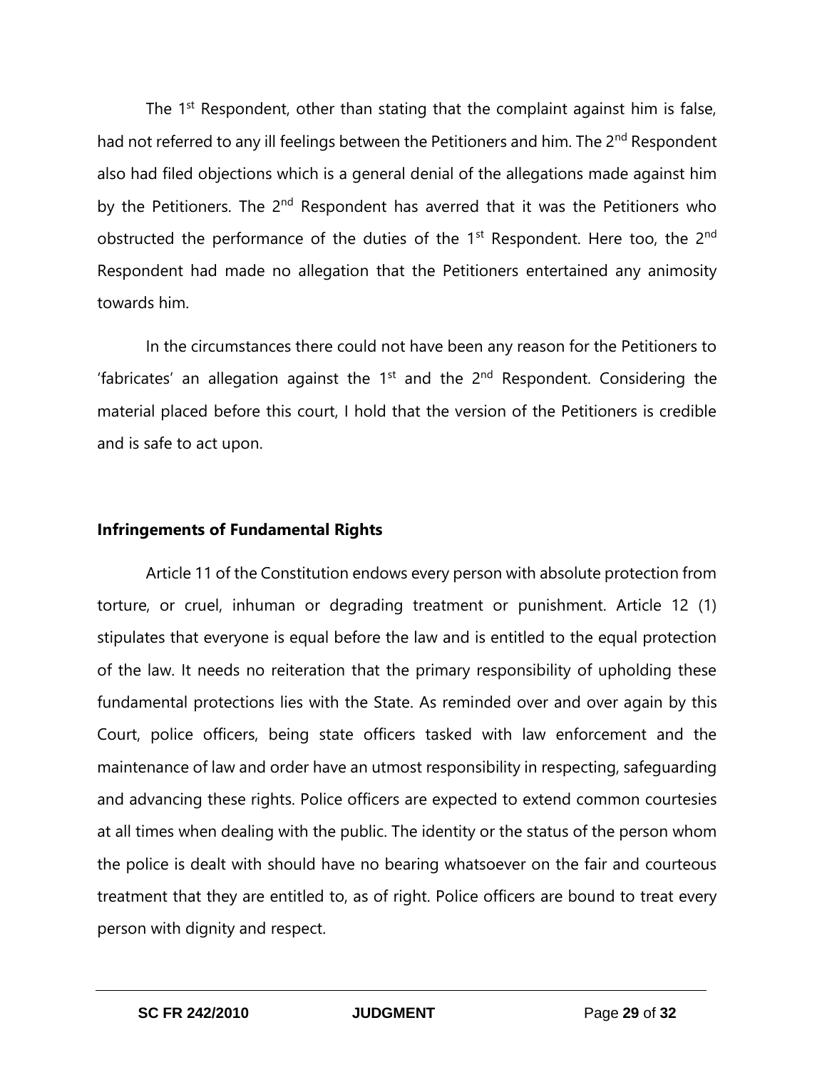The 1st Respondent, other than stating that the complaint against him is false, had not referred to any ill feelings between the Petitioners and him. The 2nd Respondent also had filed objections which is a general denial of the allegations made against him by the Petitioners. The 2nd Respondent has averred that it was the Petitioners who obstructed the performance of the duties of the 1st Respondent. Here too, the 2nd Respondent had made no allegation that the Petitioners entertained any animosity towards him.

In the circumstances there could not have been any reason for the Petitioners to 'fabricates' an allegation against the 1st and the 2nd Respondent. Considering the material placed before this court, I hold that the version of the Petitioners is credible and is safe to act upon.

**Infringements of Fundamental Rights**

Article 11 of the Constitution endows every person with absolute protection from torture, or cruel, inhuman or degrading treatment or punishment. Article 12 (1) stipulates that everyone is equal before the law and is entitled to the equal protection of the law. It needs no reiteration that the primary responsibility of upholding these fundamental protections lies with the State. As reminded over and over again by this Court, police officers, being state officers tasked with law enforcement and the maintenance of law and order have an utmost responsibility in respecting, safeguarding and advancing these rights. Police officers are expected to extend common courtesies at all times when dealing with the public. The identity or the status of the person whom the police is dealt with should have no bearing whatsoever on the fair and courteous treatment that they are entitled to, as of right. Police officers are bound to treat every person with dignity and respect.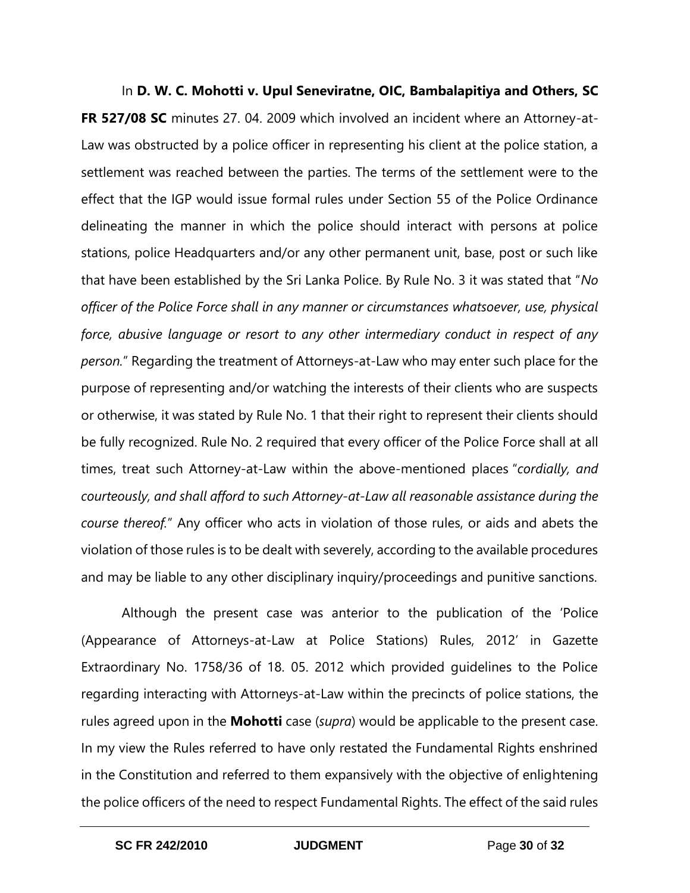In **D. W. C. Mohotti v. Upul Seneviratne, OIC, Bambalapitiya and Others, SC FR 527/08 SC** minutes 27. 04. 2009 which involved an incident where an Attorney-at-Law was obstructed by a police officer in representing his client at the police station, a settlement was reached between the parties. The terms of the settlement were to the effect that the IGP would issue formal rules under Section 55 of the Police Ordinance delineating the manner in which the police should interact with persons at police stations, police Headquarters and/or any other permanent unit, base, post or such like that have been established by the Sri Lanka Police. By Rule No. 3 it was stated that "*No officer of the Police Force shall in any manner or circumstances whatsoever, use, physical force, abusive language or resort to any other intermediary conduct in respect of any person.*" Regarding the treatment of Attorneys-at-Law who may enter such place for the purpose of representing and/or watching the interests of their clients who are suspects or otherwise, it was stated by Rule No. 1 that their right to represent their clients should be fully recognized. Rule No. 2 required that every officer of the Police Force shall at all times, treat such Attorney-at-Law within the above-mentioned places "*cordially, and courteously, and shall afford to such Attorney-at-Law all reasonable assistance during the course thereof.*" Any officer who acts in violation of those rules, or aids and abets the violation of those rules is to be dealt with severely, according to the available procedures and may be liable to any other disciplinary inquiry/proceedings and punitive sanctions.

Although the present case was anterior to the publication of the 'Police (Appearance of Attorneys-at-Law at Police Stations) Rules, 2012' in Gazette Extraordinary No. 1758/36 of 18. 05. 2012 which provided guidelines to the Police regarding interacting with Attorneys-at-Law within the precincts of police stations, the rules agreed upon in the **Mohotti** case (*supra*) would be applicable to the present case. In my view the Rules referred to have only restated the Fundamental Rights enshrined in the Constitution and referred to them expansively with the objective of enlightening the police officers of the need to respect Fundamental Rights. The effect of the said rules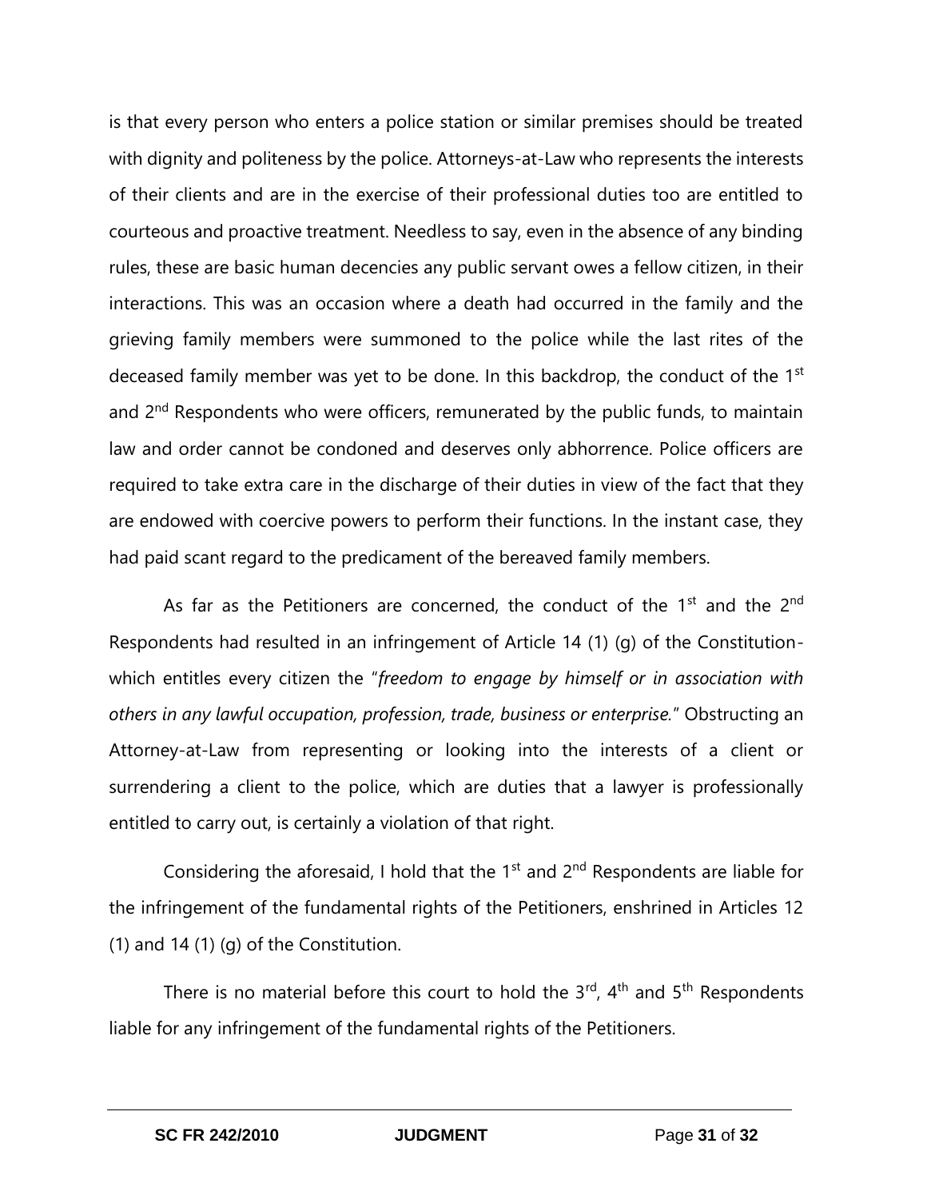is that every person who enters a police station or similar premises should be treated with dignity and politeness by the police. Attorneys-at-Law who represents the interests of their clients and are in the exercise of their professional duties too are entitled to courteous and proactive treatment. Needless to say, even in the absence of any binding rules, these are basic human decencies any public servant owes a fellow citizen, in their interactions. This was an occasion where a death had occurred in the family and the grieving family members were summoned to the police while the last rites of the deceased family member was yet to be done. In this backdrop, the conduct of the 1st and 2nd Respondents who were officers, remunerated by the public funds, to maintain law and order cannot be condoned and deserves only abhorrence. Police officers are required to take extra care in the discharge of their duties in view of the fact that they are endowed with coercive powers to perform their functions. In the instant case, they had paid scant regard to the predicament of the bereaved family members.

As far as the Petitioners are concerned, the conduct of the 1st and the 2nd Respondents had resulted in an infringement of Article 14 (1) (g) of the Constitution- which entitles every citizen the "*freedom to engage by himself or in association with others in any lawful occupation, profession, trade, business or enterprise.*" Obstructing an Attorney-at-Law from representing or looking into the interests of a client or surrendering a client to the police, which are duties that a lawyer is professionally entitled to carry out, is certainly a violation of that right.

Considering the aforesaid, I hold that the 1st and 2nd Respondents are liable for the infringement of the fundamental rights of the Petitioners, enshrined in Articles 12 (1) and 14 (1) (g) of the Constitution.

There is no material before this court to hold the 3rd, 4th and 5th Respondents liable for any infringement of the fundamental rights of the Petitioners.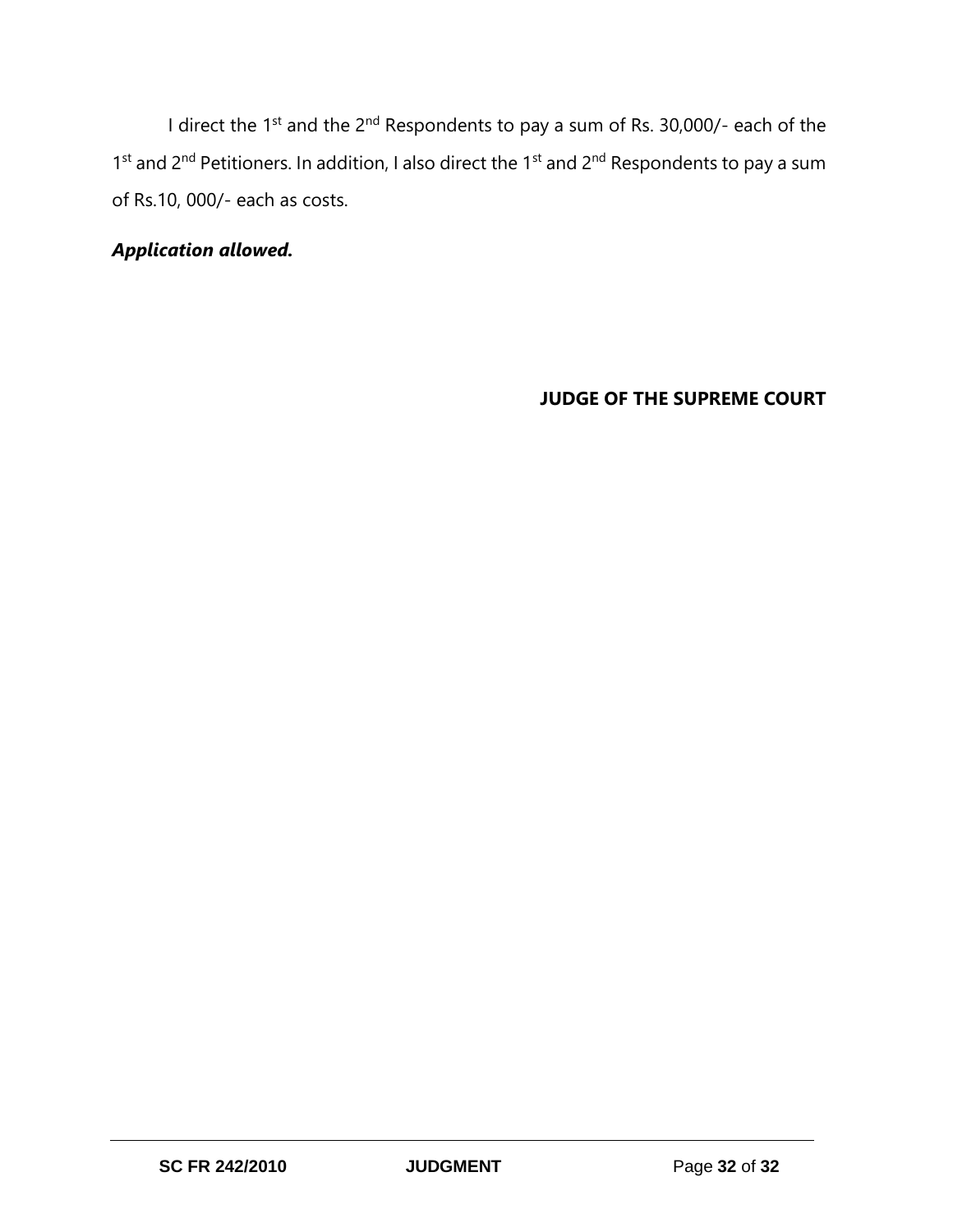I direct the 1st and the 2nd Respondents to pay a sum of Rs. 30,000/- each of the 1st and 2nd Petitioners. In addition, I also direct the 1st and 2nd Respondents to pay a sum of Rs.10, 000/- each as costs.

***Application allowed.***

**JUDGE OF THE SUPREME COURT**